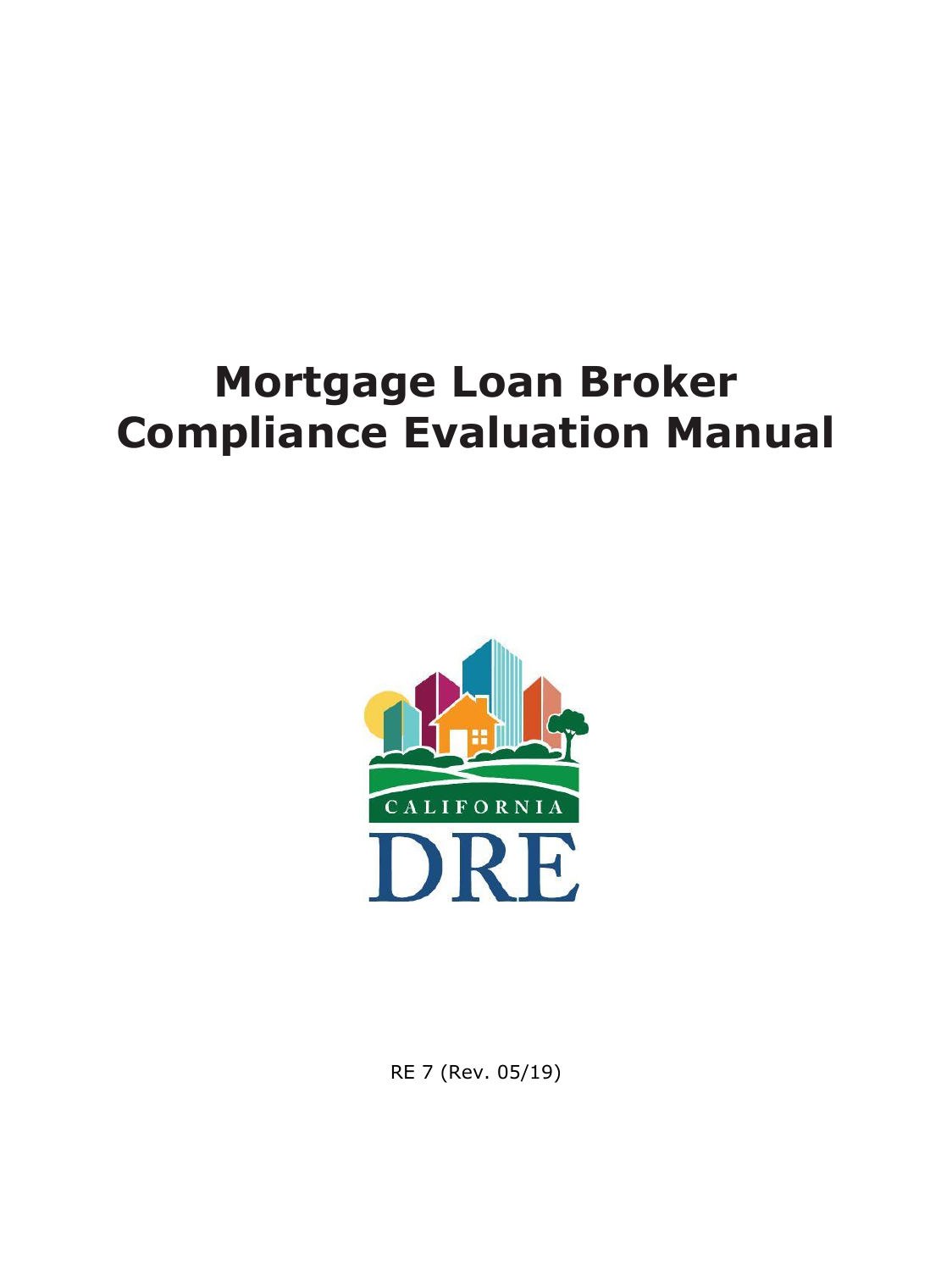# Mortgage Loan Broker Compliance Evaluation Manual

CALIFORNIA

DRE

RE 7 (Rev. 05/19)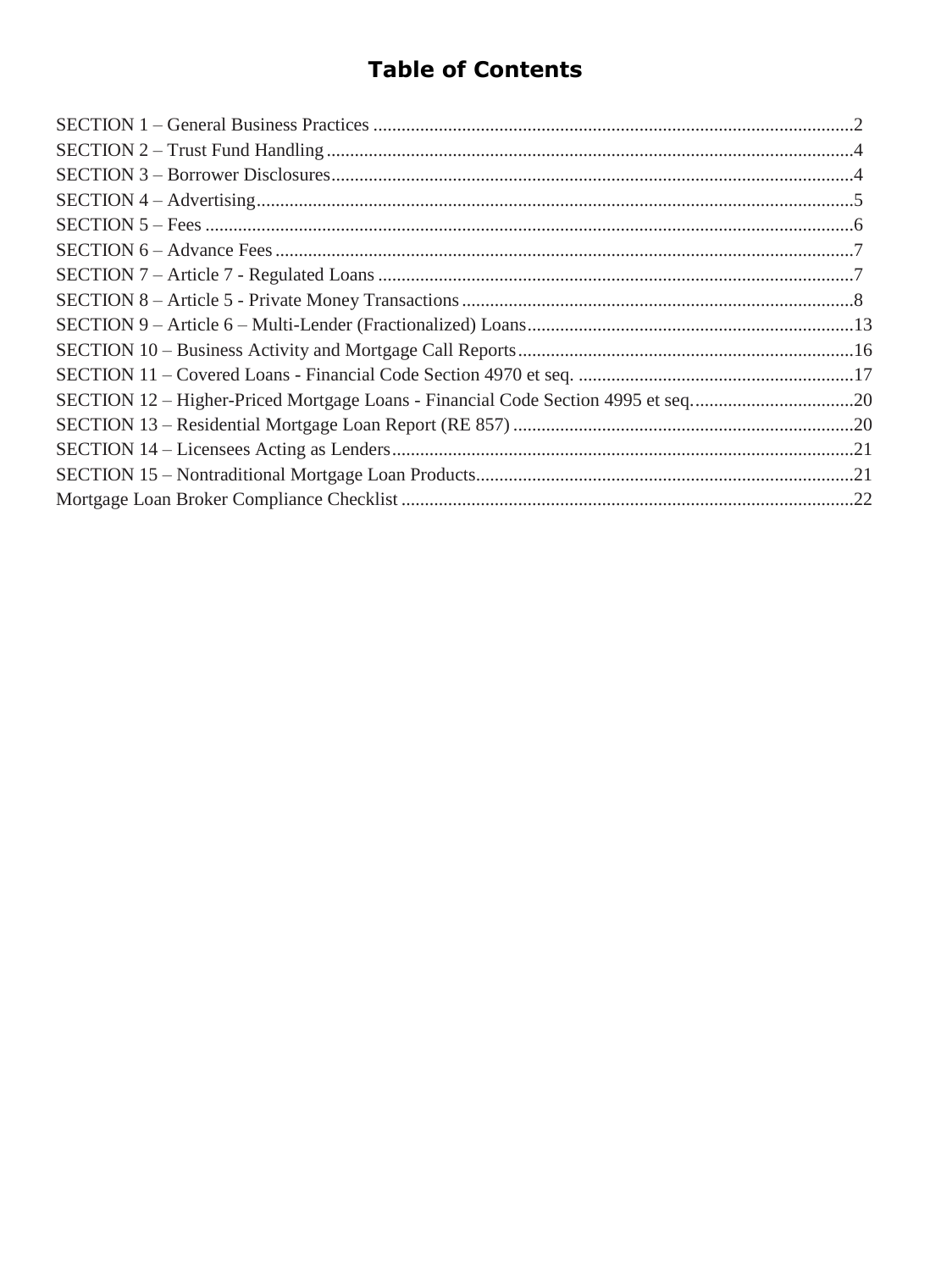# Table of Contents

SECTION 1 – General Business Practices ....................................................................................................2
SECTION 2 – Trust Fund Handling ...............................................................................................................4
SECTION 3 – Borrower Disclosures..............................................................................................................4
SECTION 4 – Advertising..............................................................................................................................5
SECTION 5 – Fees .........................................................................................................................................6
SECTION 6 – Advance Fees..........................................................................................................................7
SECTION 7 – Article 7 - Regulated Loans ....................................................................................................7
SECTION 8 – Article 5 - Private Money Transactions ..................................................................................8
SECTION 9 – Article 6 – Multi-Lender (Fractionalized) Loans.....................................................................13
SECTION 10 – Business Activity and Mortgage Call Reports.......................................................................16
SECTION 11 – Covered Loans - Financial Code Section 4970 et seq. ..........................................................17
SECTION 12 – Higher-Priced Mortgage Loans - Financial Code Section 4995 et seq...................................20
SECTION 13 – Residential Mortgage Loan Report (RE 857) ........................................................................20
SECTION 14 – Licensees Acting as Lenders..................................................................................................21
SECTION 15 – Nontraditional Mortgage Loan Products...............................................................................21
Mortgage Loan Broker Compliance Checklist ...............................................................................................22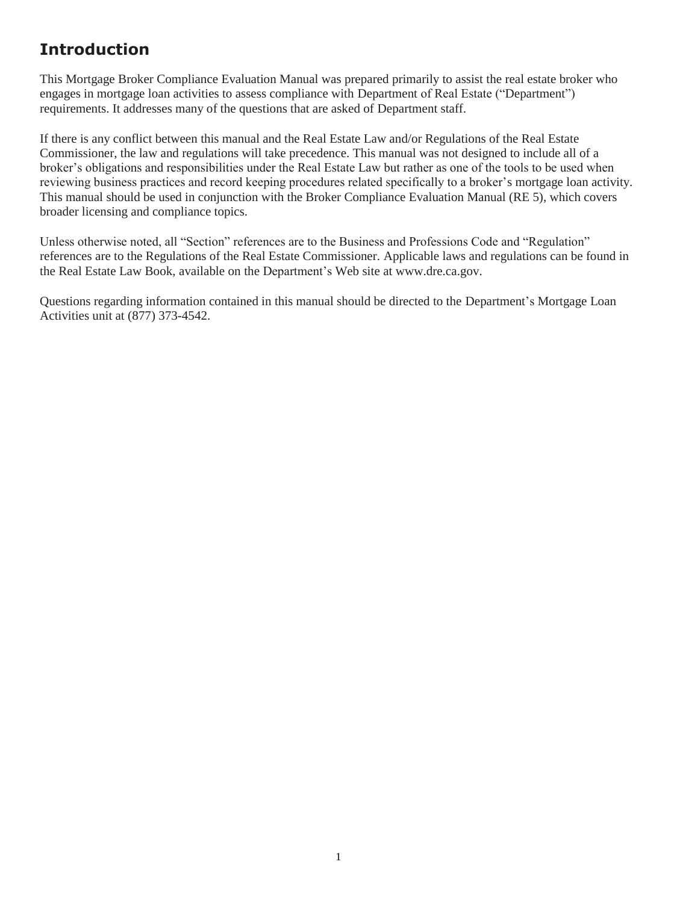# Introduction

This Mortgage Broker Compliance Evaluation Manual was prepared primarily to assist the real estate broker who engages in mortgage loan activities to assess compliance with Department of Real Estate ("Department") requirements. It addresses many of the questions that are asked of Department staff.

If there is any conflict between this manual and the Real Estate Law and/or Regulations of the Real Estate Commissioner, the law and regulations will take precedence. This manual was not designed to include all of a broker's obligations and responsibilities under the Real Estate Law but rather as one of the tools to be used when reviewing business practices and record keeping procedures related specifically to a broker's mortgage loan activity. This manual should be used in conjunction with the Broker Compliance Evaluation Manual (RE 5), which covers broader licensing and compliance topics.

Unless otherwise noted, all "Section" references are to the Business and Professions Code and "Regulation" references are to the Regulations of the Real Estate Commissioner. Applicable laws and regulations can be found in the Real Estate Law Book, available on the Department's Web site at www.dre.ca.gov.

Questions regarding information contained in this manual should be directed to the Department's Mortgage Loan Activities unit at (877) 373-4542.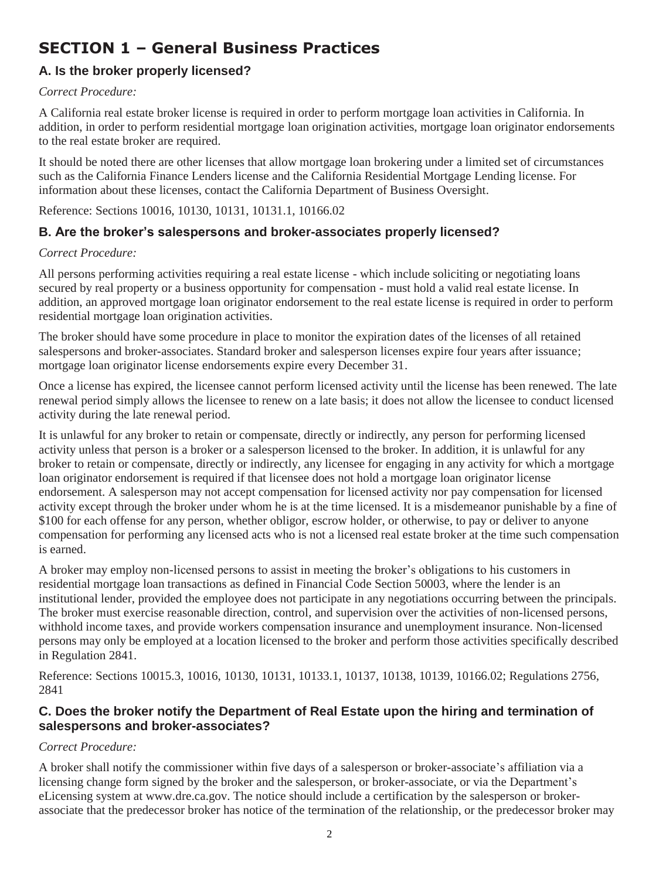# SECTION 1 – General Business Practices

## A. Is the broker properly licensed?

*Correct Procedure:*

A California real estate broker license is required in order to perform mortgage loan activities in California. In addition, in order to perform residential mortgage loan origination activities, mortgage loan originator endorsements to the real estate broker are required.

It should be noted there are other licenses that allow mortgage loan brokering under a limited set of circumstances such as the California Finance Lenders license and the California Residential Mortgage Lending license. For information about these licenses, contact the California Department of Business Oversight.

Reference: Sections 10016, 10130, 10131, 10131.1, 10166.02

## B. Are the broker's salespersons and broker-associates properly licensed?

*Correct Procedure:*

All persons performing activities requiring a real estate license - which include soliciting or negotiating loans secured by real property or a business opportunity for compensation - must hold a valid real estate license. In addition, an approved mortgage loan originator endorsement to the real estate license is required in order to perform residential mortgage loan origination activities.

The broker should have some procedure in place to monitor the expiration dates of the licenses of all retained salespersons and broker-associates. Standard broker and salesperson licenses expire four years after issuance; mortgage loan originator license endorsements expire every December 31.

Once a license has expired, the licensee cannot perform licensed activity until the license has been renewed. The late renewal period simply allows the licensee to renew on a late basis; it does not allow the licensee to conduct licensed activity during the late renewal period.

It is unlawful for any broker to retain or compensate, directly or indirectly, any person for performing licensed activity unless that person is a broker or a salesperson licensed to the broker. In addition, it is unlawful for any broker to retain or compensate, directly or indirectly, any licensee for engaging in any activity for which a mortgage loan originator endorsement is required if that licensee does not hold a mortgage loan originator license endorsement. A salesperson may not accept compensation for licensed activity nor pay compensation for licensed activity except through the broker under whom he is at the time licensed. It is a misdemeanor punishable by a fine of $100 for each offense for any person, whether obligor, escrow holder, or otherwise, to pay or deliver to anyone compensation for performing any licensed acts who is not a licensed real estate broker at the time such compensation is earned.

A broker may employ non-licensed persons to assist in meeting the broker's obligations to his customers in residential mortgage loan transactions as defined in Financial Code Section 50003, where the lender is an institutional lender, provided the employee does not participate in any negotiations occurring between the principals. The broker must exercise reasonable direction, control, and supervision over the activities of non-licensed persons, withhold income taxes, and provide workers compensation insurance and unemployment insurance. Non-licensed persons may only be employed at a location licensed to the broker and perform those activities specifically described in Regulation 2841.

Reference: Sections 10015.3, 10016, 10130, 10131, 10133.1, 10137, 10138, 10139, 10166.02; Regulations 2756, 2841

## C. Does the broker notify the Department of Real Estate upon the hiring and termination of salespersons and broker-associates?

*Correct Procedure:*

A broker shall notify the commissioner within five days of a salesperson or broker-associate's affiliation via a licensing change form signed by the broker and the salesperson, or broker-associate, or via the Department's eLicensing system at www.dre.ca.gov. The notice should include a certification by the salesperson or broker-associate that the predecessor broker has notice of the termination of the relationship, or the predecessor broker may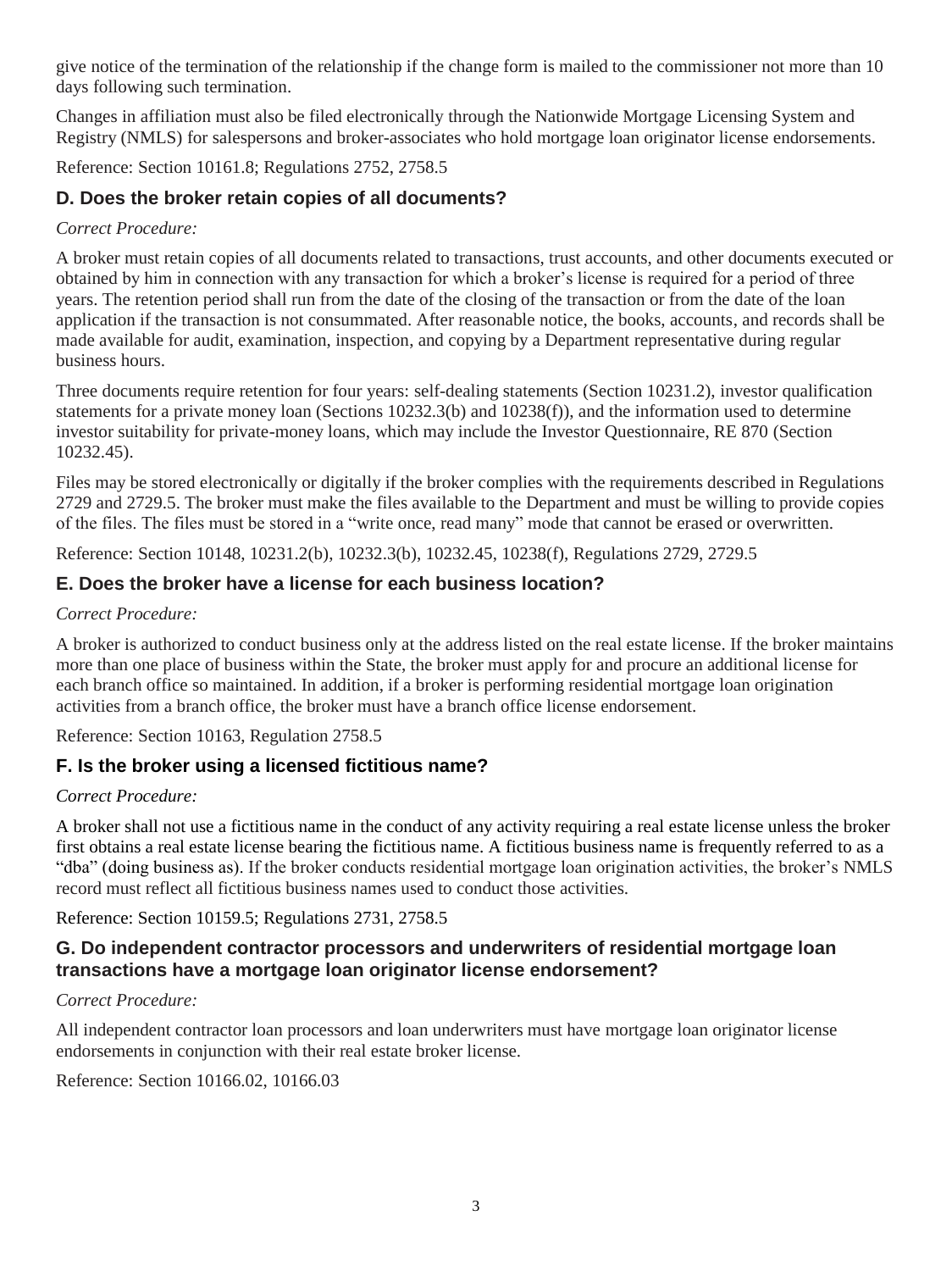give notice of the termination of the relationship if the change form is mailed to the commissioner not more than 10 days following such termination.

Changes in affiliation must also be filed electronically through the Nationwide Mortgage Licensing System and Registry (NMLS) for salespersons and broker-associates who hold mortgage loan originator license endorsements.

Reference: Section 10161.8; Regulations 2752, 2758.5

### D. Does the broker retain copies of all documents?

*Correct Procedure:*

A broker must retain copies of all documents related to transactions, trust accounts, and other documents executed or obtained by him in connection with any transaction for which a broker's license is required for a period of three years. The retention period shall run from the date of the closing of the transaction or from the date of the loan application if the transaction is not consummated. After reasonable notice, the books, accounts, and records shall be made available for audit, examination, inspection, and copying by a Department representative during regular business hours.

Three documents require retention for four years: self-dealing statements (Section 10231.2), investor qualification statements for a private money loan (Sections 10232.3(b) and 10238(f)), and the information used to determine investor suitability for private-money loans, which may include the Investor Questionnaire, RE 870 (Section 10232.45).

Files may be stored electronically or digitally if the broker complies with the requirements described in Regulations 2729 and 2729.5. The broker must make the files available to the Department and must be willing to provide copies of the files. The files must be stored in a "write once, read many" mode that cannot be erased or overwritten.

Reference: Section 10148, 10231.2(b), 10232.3(b), 10232.45, 10238(f), Regulations 2729, 2729.5

### E. Does the broker have a license for each business location?

*Correct Procedure:*

A broker is authorized to conduct business only at the address listed on the real estate license. If the broker maintains more than one place of business within the State, the broker must apply for and procure an additional license for each branch office so maintained. In addition, if a broker is performing residential mortgage loan origination activities from a branch office, the broker must have a branch office license endorsement.

Reference: Section 10163, Regulation 2758.5

### F. Is the broker using a licensed fictitious name?

*Correct Procedure:*

A broker shall not use a fictitious name in the conduct of any activity requiring a real estate license unless the broker first obtains a real estate license bearing the fictitious name. A fictitious business name is frequently referred to as a "dba" (doing business as). If the broker conducts residential mortgage loan origination activities, the broker's NMLS record must reflect all fictitious business names used to conduct those activities.

Reference: Section 10159.5; Regulations 2731, 2758.5

### G. Do independent contractor processors and underwriters of residential mortgage loan transactions have a mortgage loan originator license endorsement?

*Correct Procedure:*

All independent contractor loan processors and loan underwriters must have mortgage loan originator license endorsements in conjunction with their real estate broker license.

Reference: Section 10166.02, 10166.03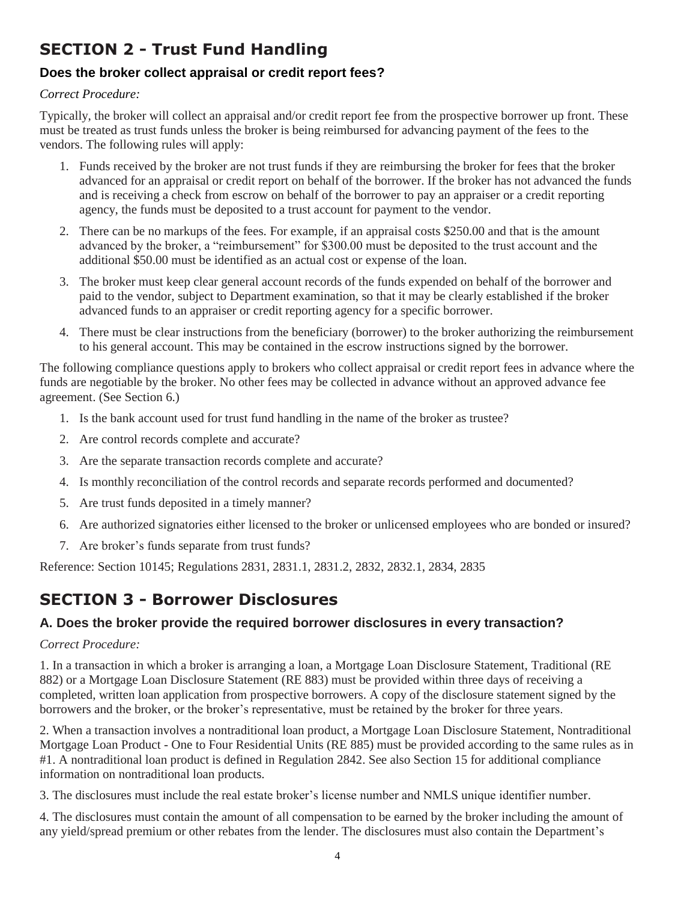## SECTION 2 - Trust Fund Handling

### Does the broker collect appraisal or credit report fees?

*Correct Procedure:*

Typically, the broker will collect an appraisal and/or credit report fee from the prospective borrower up front. These must be treated as trust funds unless the broker is being reimbursed for advancing payment of the fees to the vendors. The following rules will apply:

1. Funds received by the broker are not trust funds if they are reimbursing the broker for fees that the broker advanced for an appraisal or credit report on behalf of the borrower. If the broker has not advanced the funds and is receiving a check from escrow on behalf of the borrower to pay an appraiser or a credit reporting agency, the funds must be deposited to a trust account for payment to the vendor.
2. There can be no markups of the fees. For example, if an appraisal costs $250.00 and that is the amount advanced by the broker, a "reimbursement" for $300.00 must be deposited to the trust account and the additional $50.00 must be identified as an actual cost or expense of the loan.
3. The broker must keep clear general account records of the funds expended on behalf of the borrower and paid to the vendor, subject to Department examination, so that it may be clearly established if the broker advanced funds to an appraiser or credit reporting agency for a specific borrower.
4. There must be clear instructions from the beneficiary (borrower) to the broker authorizing the reimbursement to his general account. This may be contained in the escrow instructions signed by the borrower.

The following compliance questions apply to brokers who collect appraisal or credit report fees in advance where the funds are negotiable by the broker. No other fees may be collected in advance without an approved advance fee agreement. (See Section 6.)

1. Is the bank account used for trust fund handling in the name of the broker as trustee?
2. Are control records complete and accurate?
3. Are the separate transaction records complete and accurate?
4. Is monthly reconciliation of the control records and separate records performed and documented?
5. Are trust funds deposited in a timely manner?
6. Are authorized signatories either licensed to the broker or unlicensed employees who are bonded or insured?
7. Are broker's funds separate from trust funds?

Reference: Section 10145; Regulations 2831, 2831.1, 2831.2, 2832, 2832.1, 2834, 2835

## SECTION 3 - Borrower Disclosures

### A. Does the broker provide the required borrower disclosures in every transaction?

*Correct Procedure:*

1. In a transaction in which a broker is arranging a loan, a Mortgage Loan Disclosure Statement, Traditional (RE 882) or a Mortgage Loan Disclosure Statement (RE 883) must be provided within three days of receiving a completed, written loan application from prospective borrowers. A copy of the disclosure statement signed by the borrowers and the broker, or the broker's representative, must be retained by the broker for three years.

2. When a transaction involves a nontraditional loan product, a Mortgage Loan Disclosure Statement, Nontraditional Mortgage Loan Product - One to Four Residential Units (RE 885) must be provided according to the same rules as in #1. A nontraditional loan product is defined in Regulation 2842. See also Section 15 for additional compliance information on nontraditional loan products.

3. The disclosures must include the real estate broker's license number and NMLS unique identifier number.

4. The disclosures must contain the amount of all compensation to be earned by the broker including the amount of any yield/spread premium or other rebates from the lender. The disclosures must also contain the Department's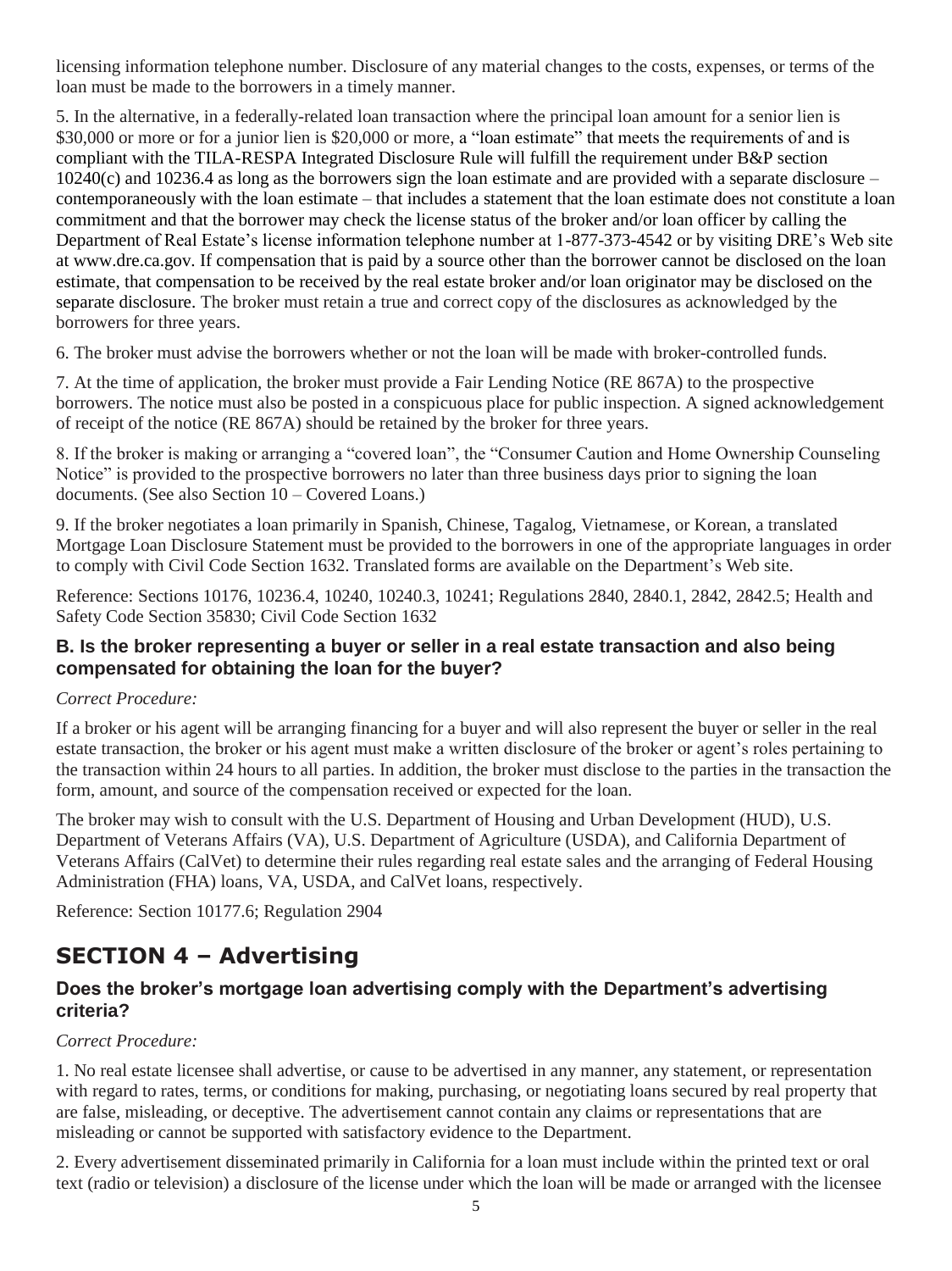licensing information telephone number. Disclosure of any material changes to the costs, expenses, or terms of the loan must be made to the borrowers in a timely manner.

5. In the alternative, in a federally-related loan transaction where the principal loan amount for a senior lien is $30,000 or more or for a junior lien is $20,000 or more, a "loan estimate" that meets the requirements of and is compliant with the TILA-RESPA Integrated Disclosure Rule will fulfill the requirement under B&P section 10240(c) and 10236.4 as long as the borrowers sign the loan estimate and are provided with a separate disclosure – contemporaneously with the loan estimate – that includes a statement that the loan estimate does not constitute a loan commitment and that the borrower may check the license status of the broker and/or loan officer by calling the Department of Real Estate's license information telephone number at 1-877-373-4542 or by visiting DRE's Web site at www.dre.ca.gov. If compensation that is paid by a source other than the borrower cannot be disclosed on the loan estimate, that compensation to be received by the real estate broker and/or loan originator may be disclosed on the separate disclosure. The broker must retain a true and correct copy of the disclosures as acknowledged by the borrowers for three years.

6. The broker must advise the borrowers whether or not the loan will be made with broker-controlled funds.

7. At the time of application, the broker must provide a Fair Lending Notice (RE 867A) to the prospective borrowers. The notice must also be posted in a conspicuous place for public inspection. A signed acknowledgement of receipt of the notice (RE 867A) should be retained by the broker for three years.

8. If the broker is making or arranging a "covered loan", the "Consumer Caution and Home Ownership Counseling Notice" is provided to the prospective borrowers no later than three business days prior to signing the loan documents. (See also Section 10 – Covered Loans.)

9. If the broker negotiates a loan primarily in Spanish, Chinese, Tagalog, Vietnamese, or Korean, a translated Mortgage Loan Disclosure Statement must be provided to the borrowers in one of the appropriate languages in order to comply with Civil Code Section 1632. Translated forms are available on the Department's Web site.

Reference: Sections 10176, 10236.4, 10240, 10240.3, 10241; Regulations 2840, 2840.1, 2842, 2842.5; Health and Safety Code Section 35830; Civil Code Section 1632

### B. Is the broker representing a buyer or seller in a real estate transaction and also being compensated for obtaining the loan for the buyer?

*Correct Procedure:*

If a broker or his agent will be arranging financing for a buyer and will also represent the buyer or seller in the real estate transaction, the broker or his agent must make a written disclosure of the broker or agent's roles pertaining to the transaction within 24 hours to all parties. In addition, the broker must disclose to the parties in the transaction the form, amount, and source of the compensation received or expected for the loan.

The broker may wish to consult with the U.S. Department of Housing and Urban Development (HUD), U.S. Department of Veterans Affairs (VA), U.S. Department of Agriculture (USDA), and California Department of Veterans Affairs (CalVet) to determine their rules regarding real estate sales and the arranging of Federal Housing Administration (FHA) loans, VA, USDA, and CalVet loans, respectively.

Reference: Section 10177.6; Regulation 2904

## SECTION 4 – Advertising

### Does the broker's mortgage loan advertising comply with the Department's advertising criteria?

*Correct Procedure:*

1. No real estate licensee shall advertise, or cause to be advertised in any manner, any statement, or representation with regard to rates, terms, or conditions for making, purchasing, or negotiating loans secured by real property that are false, misleading, or deceptive. The advertisement cannot contain any claims or representations that are misleading or cannot be supported with satisfactory evidence to the Department.

2. Every advertisement disseminated primarily in California for a loan must include within the printed text or oral text (radio or television) a disclosure of the license under which the loan will be made or arranged with the licensee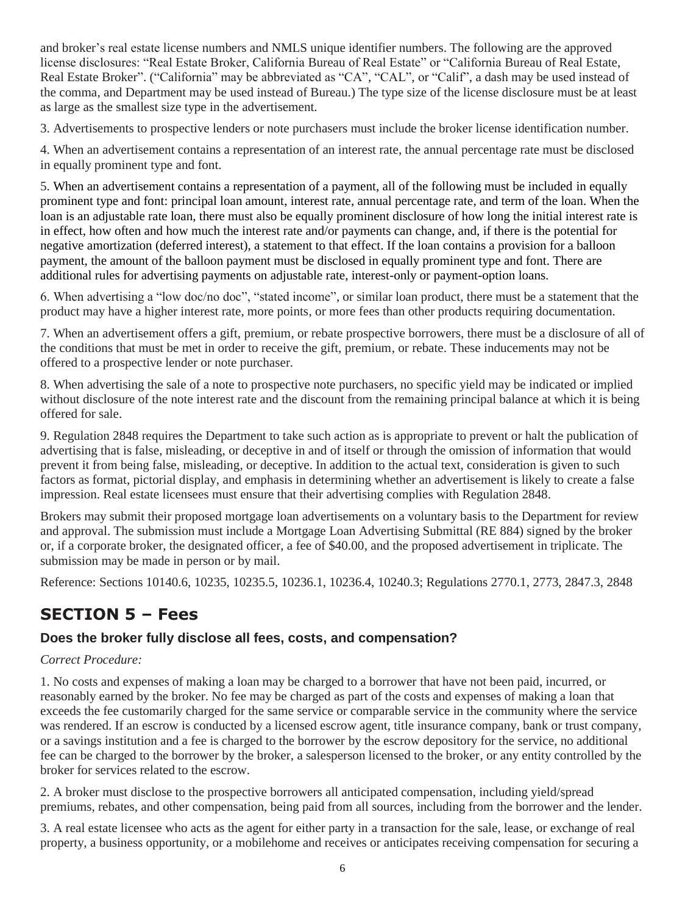and broker's real estate license numbers and NMLS unique identifier numbers. The following are the approved license disclosures: "Real Estate Broker, California Bureau of Real Estate" or "California Bureau of Real Estate, Real Estate Broker". ("California" may be abbreviated as "CA", "CAL", or "Calif", a dash may be used instead of the comma, and Department may be used instead of Bureau.) The type size of the license disclosure must be at least as large as the smallest size type in the advertisement.

3. Advertisements to prospective lenders or note purchasers must include the broker license identification number.

4. When an advertisement contains a representation of an interest rate, the annual percentage rate must be disclosed in equally prominent type and font.

5. When an advertisement contains a representation of a payment, all of the following must be included in equally prominent type and font: principal loan amount, interest rate, annual percentage rate, and term of the loan. When the loan is an adjustable rate loan, there must also be equally prominent disclosure of how long the initial interest rate is in effect, how often and how much the interest rate and/or payments can change, and, if there is the potential for negative amortization (deferred interest), a statement to that effect. If the loan contains a provision for a balloon payment, the amount of the balloon payment must be disclosed in equally prominent type and font. There are additional rules for advertising payments on adjustable rate, interest-only or payment-option loans.

6. When advertising a "low doc/no doc", "stated income", or similar loan product, there must be a statement that the product may have a higher interest rate, more points, or more fees than other products requiring documentation.

7. When an advertisement offers a gift, premium, or rebate prospective borrowers, there must be a disclosure of all of the conditions that must be met in order to receive the gift, premium, or rebate. These inducements may not be offered to a prospective lender or note purchaser.

8. When advertising the sale of a note to prospective note purchasers, no specific yield may be indicated or implied without disclosure of the note interest rate and the discount from the remaining principal balance at which it is being offered for sale.

9. Regulation 2848 requires the Department to take such action as is appropriate to prevent or halt the publication of advertising that is false, misleading, or deceptive in and of itself or through the omission of information that would prevent it from being false, misleading, or deceptive. In addition to the actual text, consideration is given to such factors as format, pictorial display, and emphasis in determining whether an advertisement is likely to create a false impression. Real estate licensees must ensure that their advertising complies with Regulation 2848.

Brokers may submit their proposed mortgage loan advertisements on a voluntary basis to the Department for review and approval. The submission must include a Mortgage Loan Advertising Submittal (RE 884) signed by the broker or, if a corporate broker, the designated officer, a fee of $40.00, and the proposed advertisement in triplicate. The submission may be made in person or by mail.

Reference: Sections 10140.6, 10235, 10235.5, 10236.1, 10236.4, 10240.3; Regulations 2770.1, 2773, 2847.3, 2848

## SECTION 5 – Fees

### Does the broker fully disclose all fees, costs, and compensation?

*Correct Procedure:*

1. No costs and expenses of making a loan may be charged to a borrower that have not been paid, incurred, or reasonably earned by the broker. No fee may be charged as part of the costs and expenses of making a loan that exceeds the fee customarily charged for the same service or comparable service in the community where the service was rendered. If an escrow is conducted by a licensed escrow agent, title insurance company, bank or trust company, or a savings institution and a fee is charged to the borrower by the escrow depository for the service, no additional fee can be charged to the borrower by the broker, a salesperson licensed to the broker, or any entity controlled by the broker for services related to the escrow.

2. A broker must disclose to the prospective borrowers all anticipated compensation, including yield/spread premiums, rebates, and other compensation, being paid from all sources, including from the borrower and the lender.

3. A real estate licensee who acts as the agent for either party in a transaction for the sale, lease, or exchange of real property, a business opportunity, or a mobilehome and receives or anticipates receiving compensation for securing a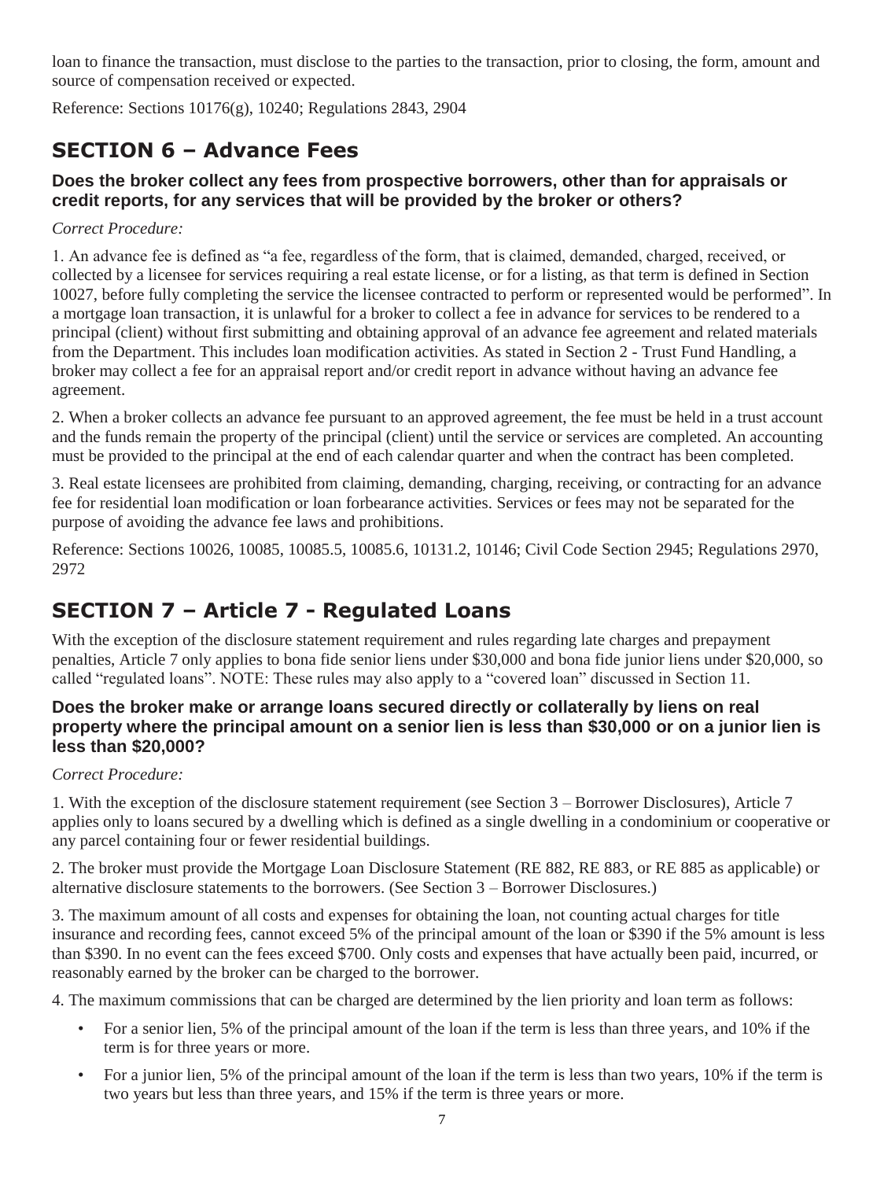loan to finance the transaction, must disclose to the parties to the transaction, prior to closing, the form, amount and source of compensation received or expected.

Reference: Sections 10176(g), 10240; Regulations 2843, 2904

## SECTION 6 – Advance Fees

### Does the broker collect any fees from prospective borrowers, other than for appraisals or credit reports, for any services that will be provided by the broker or others?

*Correct Procedure:*

1. An advance fee is defined as "a fee, regardless of the form, that is claimed, demanded, charged, received, or collected by a licensee for services requiring a real estate license, or for a listing, as that term is defined in Section 10027, before fully completing the service the licensee contracted to perform or represented would be performed". In a mortgage loan transaction, it is unlawful for a broker to collect a fee in advance for services to be rendered to a principal (client) without first submitting and obtaining approval of an advance fee agreement and related materials from the Department. This includes loan modification activities. As stated in Section 2 - Trust Fund Handling, a broker may collect a fee for an appraisal report and/or credit report in advance without having an advance fee agreement.

2. When a broker collects an advance fee pursuant to an approved agreement, the fee must be held in a trust account and the funds remain the property of the principal (client) until the service or services are completed. An accounting must be provided to the principal at the end of each calendar quarter and when the contract has been completed.

3. Real estate licensees are prohibited from claiming, demanding, charging, receiving, or contracting for an advance fee for residential loan modification or loan forbearance activities. Services or fees may not be separated for the purpose of avoiding the advance fee laws and prohibitions.

Reference: Sections 10026, 10085, 10085.5, 10085.6, 10131.2, 10146; Civil Code Section 2945; Regulations 2970, 2972

## SECTION 7 – Article 7 - Regulated Loans

With the exception of the disclosure statement requirement and rules regarding late charges and prepayment penalties, Article 7 only applies to bona fide senior liens under $30,000 and bona fide junior liens under $20,000, so called "regulated loans". NOTE: These rules may also apply to a "covered loan" discussed in Section 11.

### Does the broker make or arrange loans secured directly or collaterally by liens on real property where the principal amount on a senior lien is less than $30,000 or on a junior lien is less than $20,000?

*Correct Procedure:*

1. With the exception of the disclosure statement requirement (see Section 3 – Borrower Disclosures), Article 7 applies only to loans secured by a dwelling which is defined as a single dwelling in a condominium or cooperative or any parcel containing four or fewer residential buildings.

2. The broker must provide the Mortgage Loan Disclosure Statement (RE 882, RE 883, or RE 885 as applicable) or alternative disclosure statements to the borrowers. (See Section 3 – Borrower Disclosures.)

3. The maximum amount of all costs and expenses for obtaining the loan, not counting actual charges for title insurance and recording fees, cannot exceed 5% of the principal amount of the loan or $390 if the 5% amount is less than $390. In no event can the fees exceed $700. Only costs and expenses that have actually been paid, incurred, or reasonably earned by the broker can be charged to the borrower.

4. The maximum commissions that can be charged are determined by the lien priority and loan term as follows:

- For a senior lien, 5% of the principal amount of the loan if the term is less than three years, and 10% if the term is for three years or more.
- For a junior lien, 5% of the principal amount of the loan if the term is less than two years, 10% if the term is two years but less than three years, and 15% if the term is three years or more.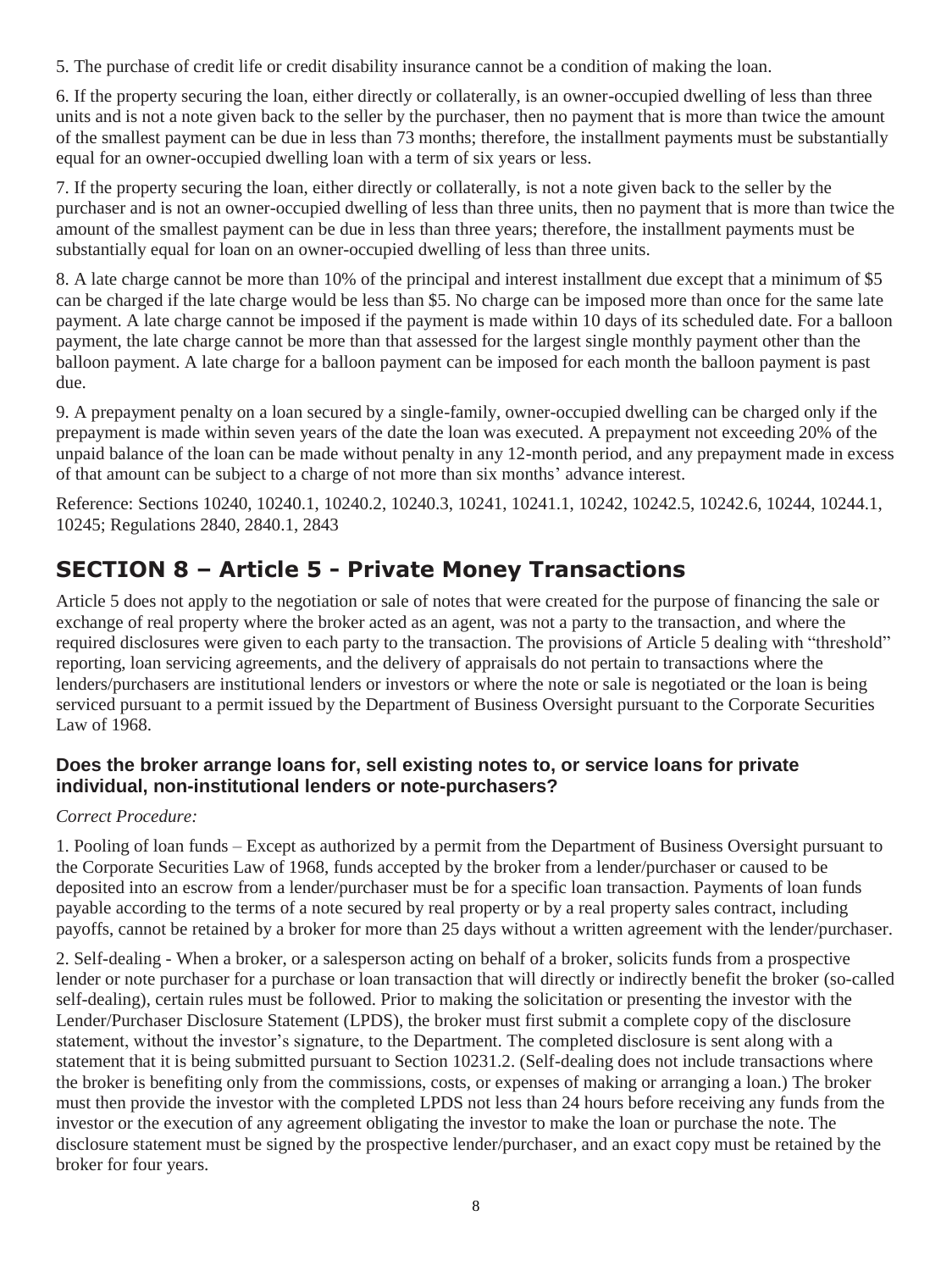5. The purchase of credit life or credit disability insurance cannot be a condition of making the loan.

6. If the property securing the loan, either directly or collaterally, is an owner-occupied dwelling of less than three units and is not a note given back to the seller by the purchaser, then no payment that is more than twice the amount of the smallest payment can be due in less than 73 months; therefore, the installment payments must be substantially equal for an owner-occupied dwelling loan with a term of six years or less.

7. If the property securing the loan, either directly or collaterally, is not a note given back to the seller by the purchaser and is not an owner-occupied dwelling of less than three units, then no payment that is more than twice the amount of the smallest payment can be due in less than three years; therefore, the installment payments must be substantially equal for loan on an owner-occupied dwelling of less than three units.

8. A late charge cannot be more than 10% of the principal and interest installment due except that a minimum of $5 can be charged if the late charge would be less than $5. No charge can be imposed more than once for the same late payment. A late charge cannot be imposed if the payment is made within 10 days of its scheduled date. For a balloon payment, the late charge cannot be more than that assessed for the largest single monthly payment other than the balloon payment. A late charge for a balloon payment can be imposed for each month the balloon payment is past due.

9. A prepayment penalty on a loan secured by a single-family, owner-occupied dwelling can be charged only if the prepayment is made within seven years of the date the loan was executed. A prepayment not exceeding 20% of the unpaid balance of the loan can be made without penalty in any 12-month period, and any prepayment made in excess of that amount can be subject to a charge of not more than six months' advance interest.

Reference: Sections 10240, 10240.1, 10240.2, 10240.3, 10241, 10241.1, 10242, 10242.5, 10242.6, 10244, 10244.1, 10245; Regulations 2840, 2840.1, 2843

## SECTION 8 – Article 5 - Private Money Transactions

Article 5 does not apply to the negotiation or sale of notes that were created for the purpose of financing the sale or exchange of real property where the broker acted as an agent, was not a party to the transaction, and where the required disclosures were given to each party to the transaction. The provisions of Article 5 dealing with "threshold" reporting, loan servicing agreements, and the delivery of appraisals do not pertain to transactions where the lenders/purchasers are institutional lenders or investors or where the note or sale is negotiated or the loan is being serviced pursuant to a permit issued by the Department of Business Oversight pursuant to the Corporate Securities Law of 1968.

### Does the broker arrange loans for, sell existing notes to, or service loans for private individual, non-institutional lenders or note-purchasers?

*Correct Procedure:*

1. Pooling of loan funds – Except as authorized by a permit from the Department of Business Oversight pursuant to the Corporate Securities Law of 1968, funds accepted by the broker from a lender/purchaser or caused to be deposited into an escrow from a lender/purchaser must be for a specific loan transaction. Payments of loan funds payable according to the terms of a note secured by real property or by a real property sales contract, including payoffs, cannot be retained by a broker for more than 25 days without a written agreement with the lender/purchaser.

2. Self-dealing - When a broker, or a salesperson acting on behalf of a broker, solicits funds from a prospective lender or note purchaser for a purchase or loan transaction that will directly or indirectly benefit the broker (so-called self-dealing), certain rules must be followed. Prior to making the solicitation or presenting the investor with the Lender/Purchaser Disclosure Statement (LPDS), the broker must first submit a complete copy of the disclosure statement, without the investor's signature, to the Department. The completed disclosure is sent along with a statement that it is being submitted pursuant to Section 10231.2. (Self-dealing does not include transactions where the broker is benefiting only from the commissions, costs, or expenses of making or arranging a loan.) The broker must then provide the investor with the completed LPDS not less than 24 hours before receiving any funds from the investor or the execution of any agreement obligating the investor to make the loan or purchase the note. The disclosure statement must be signed by the prospective lender/purchaser, and an exact copy must be retained by the broker for four years.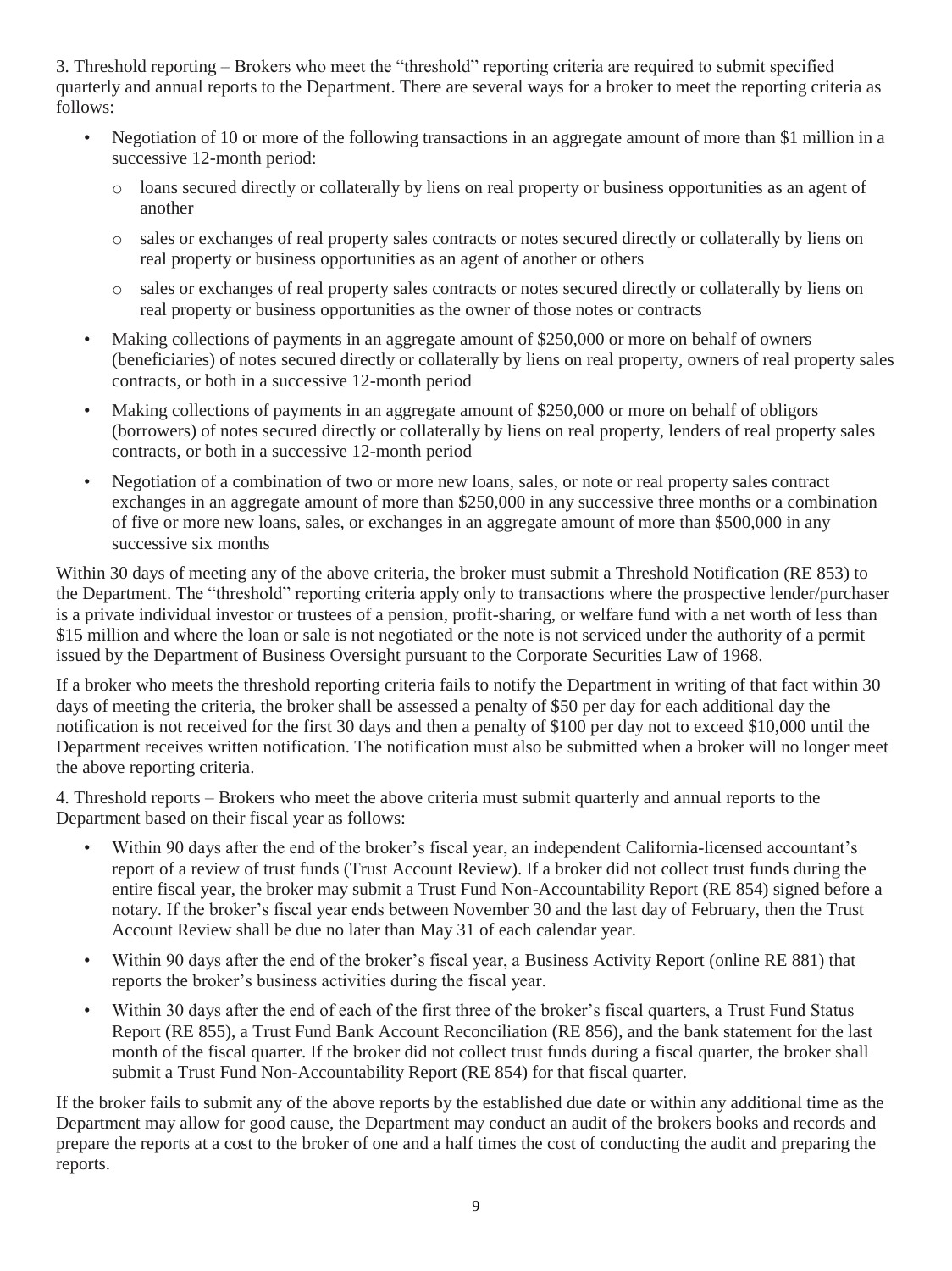3. Threshold reporting – Brokers who meet the "threshold" reporting criteria are required to submit specified quarterly and annual reports to the Department. There are several ways for a broker to meet the reporting criteria as follows:

- Negotiation of 10 or more of the following transactions in an aggregate amount of more than $1 million in a successive 12-month period:
  - loans secured directly or collaterally by liens on real property or business opportunities as an agent of another
  - sales or exchanges of real property sales contracts or notes secured directly or collaterally by liens on real property or business opportunities as an agent of another or others
  - sales or exchanges of real property sales contracts or notes secured directly or collaterally by liens on real property or business opportunities as the owner of those notes or contracts
- Making collections of payments in an aggregate amount of $250,000 or more on behalf of owners (beneficiaries) of notes secured directly or collaterally by liens on real property, owners of real property sales contracts, or both in a successive 12-month period
- Making collections of payments in an aggregate amount of $250,000 or more on behalf of obligors (borrowers) of notes secured directly or collaterally by liens on real property, lenders of real property sales contracts, or both in a successive 12-month period
- Negotiation of a combination of two or more new loans, sales, or note or real property sales contract exchanges in an aggregate amount of more than $250,000 in any successive three months or a combination of five or more new loans, sales, or exchanges in an aggregate amount of more than $500,000 in any successive six months

Within 30 days of meeting any of the above criteria, the broker must submit a Threshold Notification (RE 853) to the Department. The "threshold" reporting criteria apply only to transactions where the prospective lender/purchaser is a private individual investor or trustees of a pension, profit-sharing, or welfare fund with a net worth of less than $15 million and where the loan or sale is not negotiated or the note is not serviced under the authority of a permit issued by the Department of Business Oversight pursuant to the Corporate Securities Law of 1968.

If a broker who meets the threshold reporting criteria fails to notify the Department in writing of that fact within 30 days of meeting the criteria, the broker shall be assessed a penalty of $50 per day for each additional day the notification is not received for the first 30 days and then a penalty of $100 per day not to exceed $10,000 until the Department receives written notification. The notification must also be submitted when a broker will no longer meet the above reporting criteria.

4. Threshold reports – Brokers who meet the above criteria must submit quarterly and annual reports to the Department based on their fiscal year as follows:

- Within 90 days after the end of the broker's fiscal year, an independent California-licensed accountant's report of a review of trust funds (Trust Account Review). If a broker did not collect trust funds during the entire fiscal year, the broker may submit a Trust Fund Non-Accountability Report (RE 854) signed before a notary. If the broker's fiscal year ends between November 30 and the last day of February, then the Trust Account Review shall be due no later than May 31 of each calendar year.
- Within 90 days after the end of the broker's fiscal year, a Business Activity Report (online RE 881) that reports the broker's business activities during the fiscal year.
- Within 30 days after the end of each of the first three of the broker's fiscal quarters, a Trust Fund Status Report (RE 855), a Trust Fund Bank Account Reconciliation (RE 856), and the bank statement for the last month of the fiscal quarter. If the broker did not collect trust funds during a fiscal quarter, the broker shall submit a Trust Fund Non-Accountability Report (RE 854) for that fiscal quarter.

If the broker fails to submit any of the above reports by the established due date or within any additional time as the Department may allow for good cause, the Department may conduct an audit of the brokers books and records and prepare the reports at a cost to the broker of one and a half times the cost of conducting the audit and preparing the reports.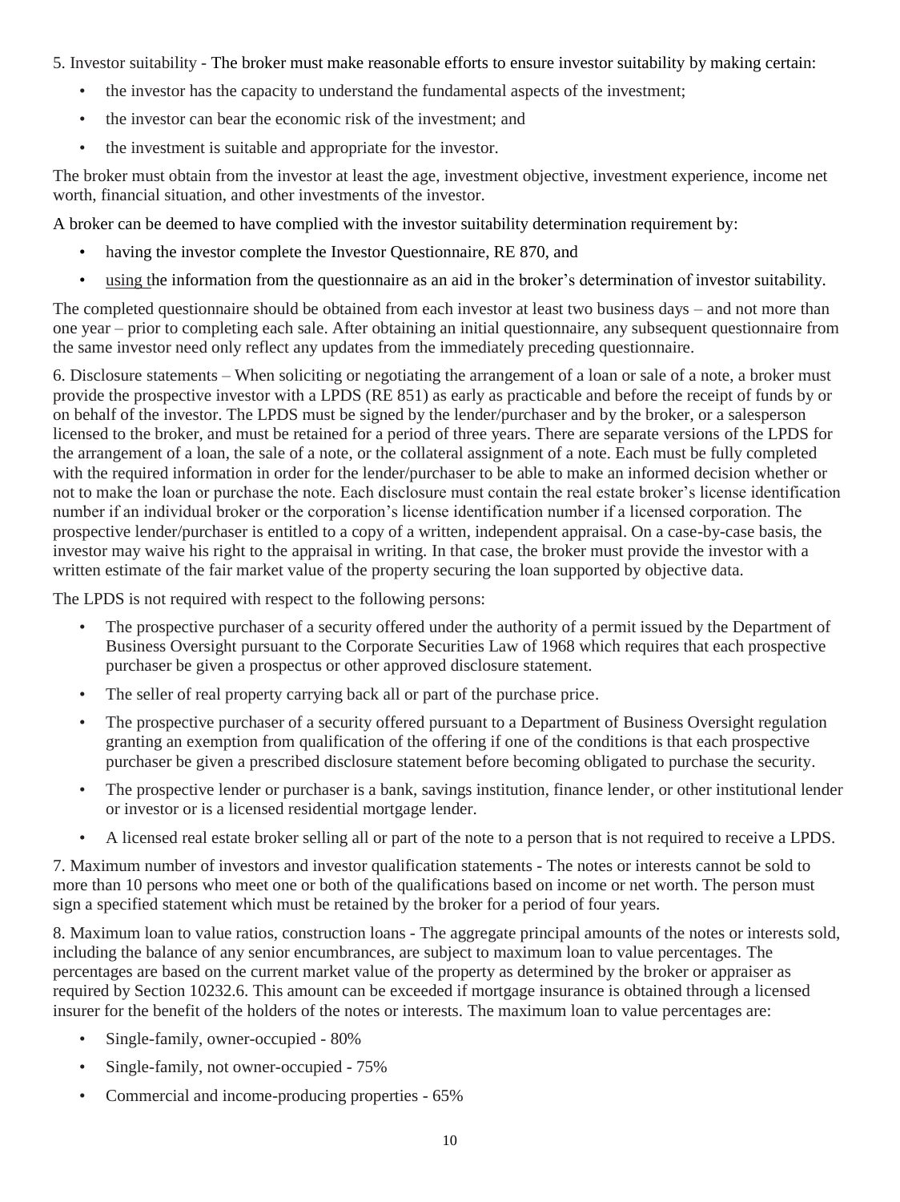5. Investor suitability - The broker must make reasonable efforts to ensure investor suitability by making certain:

- the investor has the capacity to understand the fundamental aspects of the investment;
- the investor can bear the economic risk of the investment; and
- the investment is suitable and appropriate for the investor.

The broker must obtain from the investor at least the age, investment objective, investment experience, income net worth, financial situation, and other investments of the investor.

A broker can be deemed to have complied with the investor suitability determination requirement by:

- having the investor complete the Investor Questionnaire, RE 870, and
- using the information from the questionnaire as an aid in the broker's determination of investor suitability.

The completed questionnaire should be obtained from each investor at least two business days – and not more than one year – prior to completing each sale. After obtaining an initial questionnaire, any subsequent questionnaire from the same investor need only reflect any updates from the immediately preceding questionnaire.

6. Disclosure statements – When soliciting or negotiating the arrangement of a loan or sale of a note, a broker must provide the prospective investor with a LPDS (RE 851) as early as practicable and before the receipt of funds by or on behalf of the investor. The LPDS must be signed by the lender/purchaser and by the broker, or a salesperson licensed to the broker, and must be retained for a period of three years. There are separate versions of the LPDS for the arrangement of a loan, the sale of a note, or the collateral assignment of a note. Each must be fully completed with the required information in order for the lender/purchaser to be able to make an informed decision whether or not to make the loan or purchase the note. Each disclosure must contain the real estate broker's license identification number if an individual broker or the corporation's license identification number if a licensed corporation. The prospective lender/purchaser is entitled to a copy of a written, independent appraisal. On a case-by-case basis, the investor may waive his right to the appraisal in writing. In that case, the broker must provide the investor with a written estimate of the fair market value of the property securing the loan supported by objective data.

The LPDS is not required with respect to the following persons:

- The prospective purchaser of a security offered under the authority of a permit issued by the Department of Business Oversight pursuant to the Corporate Securities Law of 1968 which requires that each prospective purchaser be given a prospectus or other approved disclosure statement.
- The seller of real property carrying back all or part of the purchase price.
- The prospective purchaser of a security offered pursuant to a Department of Business Oversight regulation granting an exemption from qualification of the offering if one of the conditions is that each prospective purchaser be given a prescribed disclosure statement before becoming obligated to purchase the security.
- The prospective lender or purchaser is a bank, savings institution, finance lender, or other institutional lender or investor or is a licensed residential mortgage lender.
- A licensed real estate broker selling all or part of the note to a person that is not required to receive a LPDS.

7. Maximum number of investors and investor qualification statements - The notes or interests cannot be sold to more than 10 persons who meet one or both of the qualifications based on income or net worth. The person must sign a specified statement which must be retained by the broker for a period of four years.

8. Maximum loan to value ratios, construction loans - The aggregate principal amounts of the notes or interests sold, including the balance of any senior encumbrances, are subject to maximum loan to value percentages. The percentages are based on the current market value of the property as determined by the broker or appraiser as required by Section 10232.6. This amount can be exceeded if mortgage insurance is obtained through a licensed insurer for the benefit of the holders of the notes or interests. The maximum loan to value percentages are:

- Single-family, owner-occupied - 80%
- Single-family, not owner-occupied - 75%
- Commercial and income-producing properties - 65%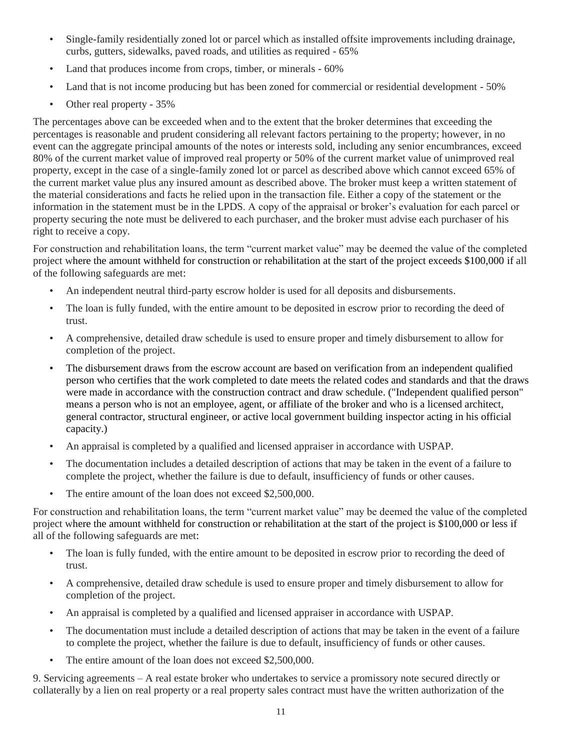- Single-family residentially zoned lot or parcel which as installed offsite improvements including drainage, curbs, gutters, sidewalks, paved roads, and utilities as required - 65%
- Land that produces income from crops, timber, or minerals - 60%
- Land that is not income producing but has been zoned for commercial or residential development - 50%
- Other real property - 35%

The percentages above can be exceeded when and to the extent that the broker determines that exceeding the percentages is reasonable and prudent considering all relevant factors pertaining to the property; however, in no event can the aggregate principal amounts of the notes or interests sold, including any senior encumbrances, exceed 80% of the current market value of improved real property or 50% of the current market value of unimproved real property, except in the case of a single-family zoned lot or parcel as described above which cannot exceed 65% of the current market value plus any insured amount as described above. The broker must keep a written statement of the material considerations and facts he relied upon in the transaction file. Either a copy of the statement or the information in the statement must be in the LPDS. A copy of the appraisal or broker's evaluation for each parcel or property securing the note must be delivered to each purchaser, and the broker must advise each purchaser of his right to receive a copy.

For construction and rehabilitation loans, the term "current market value" may be deemed the value of the completed project where the amount withheld for construction or rehabilitation at the start of the project exceeds $100,000 if all of the following safeguards are met:

- An independent neutral third-party escrow holder is used for all deposits and disbursements.
- The loan is fully funded, with the entire amount to be deposited in escrow prior to recording the deed of trust.
- A comprehensive, detailed draw schedule is used to ensure proper and timely disbursement to allow for completion of the project.
- The disbursement draws from the escrow account are based on verification from an independent qualified person who certifies that the work completed to date meets the related codes and standards and that the draws were made in accordance with the construction contract and draw schedule. ("Independent qualified person" means a person who is not an employee, agent, or affiliate of the broker and who is a licensed architect, general contractor, structural engineer, or active local government building inspector acting in his official capacity.)
- An appraisal is completed by a qualified and licensed appraiser in accordance with USPAP.
- The documentation includes a detailed description of actions that may be taken in the event of a failure to complete the project, whether the failure is due to default, insufficiency of funds or other causes.
- The entire amount of the loan does not exceed $2,500,000.

For construction and rehabilitation loans, the term "current market value" may be deemed the value of the completed project where the amount withheld for construction or rehabilitation at the start of the project is $100,000 or less if all of the following safeguards are met:

- The loan is fully funded, with the entire amount to be deposited in escrow prior to recording the deed of trust.
- A comprehensive, detailed draw schedule is used to ensure proper and timely disbursement to allow for completion of the project.
- An appraisal is completed by a qualified and licensed appraiser in accordance with USPAP.
- The documentation must include a detailed description of actions that may be taken in the event of a failure to complete the project, whether the failure is due to default, insufficiency of funds or other causes.
- The entire amount of the loan does not exceed $2,500,000.

9. Servicing agreements – A real estate broker who undertakes to service a promissory note secured directly or collaterally by a lien on real property or a real property sales contract must have the written authorization of the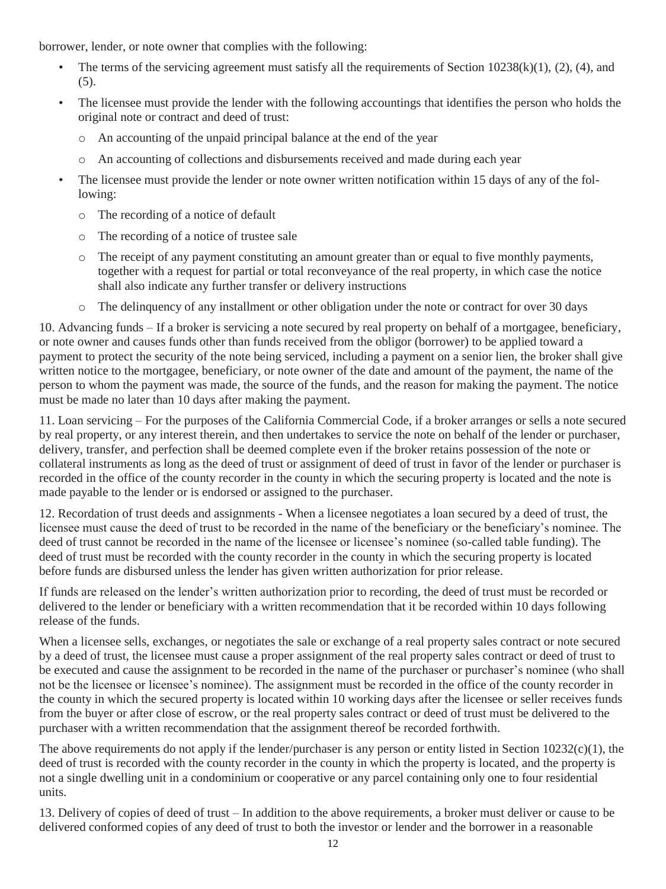borrower, lender, or note owner that complies with the following:

- The terms of the servicing agreement must satisfy all the requirements of Section 10238(k)(1), (2), (4), and (5).
- The licensee must provide the lender with the following accountings that identifies the person who holds the original note or contract and deed of trust:
  - An accounting of the unpaid principal balance at the end of the year
  - An accounting of collections and disbursements received and made during each year
- The licensee must provide the lender or note owner written notification within 15 days of any of the following:
  - The recording of a notice of default
  - The recording of a notice of trustee sale
  - The receipt of any payment constituting an amount greater than or equal to five monthly payments, together with a request for partial or total reconveyance of the real property, in which case the notice shall also indicate any further transfer or delivery instructions
  - The delinquency of any installment or other obligation under the note or contract for over 30 days

10. Advancing funds – If a broker is servicing a note secured by real property on behalf of a mortgagee, beneficiary, or note owner and causes funds other than funds received from the obligor (borrower) to be applied toward a payment to protect the security of the note being serviced, including a payment on a senior lien, the broker shall give written notice to the mortgagee, beneficiary, or note owner of the date and amount of the payment, the name of the person to whom the payment was made, the source of the funds, and the reason for making the payment. The notice must be made no later than 10 days after making the payment.

11. Loan servicing – For the purposes of the California Commercial Code, if a broker arranges or sells a note secured by real property, or any interest therein, and then undertakes to service the note on behalf of the lender or purchaser, delivery, transfer, and perfection shall be deemed complete even if the broker retains possession of the note or collateral instruments as long as the deed of trust or assignment of deed of trust in favor of the lender or purchaser is recorded in the office of the county recorder in the county in which the securing property is located and the note is made payable to the lender or is endorsed or assigned to the purchaser.

12. Recordation of trust deeds and assignments - When a licensee negotiates a loan secured by a deed of trust, the licensee must cause the deed of trust to be recorded in the name of the beneficiary or the beneficiary's nominee. The deed of trust cannot be recorded in the name of the licensee or licensee's nominee (so-called table funding). The deed of trust must be recorded with the county recorder in the county in which the securing property is located before funds are disbursed unless the lender has given written authorization for prior release.

If funds are released on the lender's written authorization prior to recording, the deed of trust must be recorded or delivered to the lender or beneficiary with a written recommendation that it be recorded within 10 days following release of the funds.

When a licensee sells, exchanges, or negotiates the sale or exchange of a real property sales contract or note secured by a deed of trust, the licensee must cause a proper assignment of the real property sales contract or deed of trust to be executed and cause the assignment to be recorded in the name of the purchaser or purchaser's nominee (who shall not be the licensee or licensee's nominee). The assignment must be recorded in the office of the county recorder in the county in which the secured property is located within 10 working days after the licensee or seller receives funds from the buyer or after close of escrow, or the real property sales contract or deed of trust must be delivered to the purchaser with a written recommendation that the assignment thereof be recorded forthwith.

The above requirements do not apply if the lender/purchaser is any person or entity listed in Section 10232(c)(1), the deed of trust is recorded with the county recorder in the county in which the property is located, and the property is not a single dwelling unit in a condominium or cooperative or any parcel containing only one to four residential units.

13. Delivery of copies of deed of trust – In addition to the above requirements, a broker must deliver or cause to be delivered conformed copies of any deed of trust to both the investor or lender and the borrower in a reasonable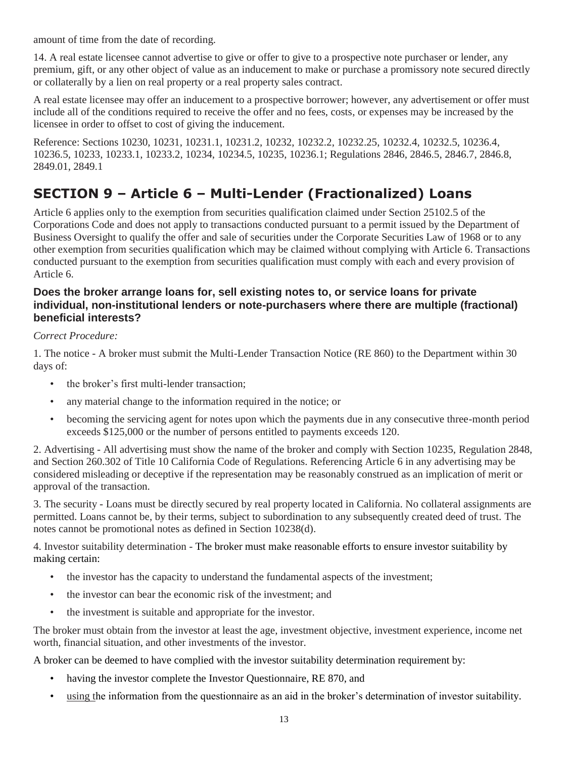amount of time from the date of recording.

14. A real estate licensee cannot advertise to give or offer to give to a prospective note purchaser or lender, any premium, gift, or any other object of value as an inducement to make or purchase a promissory note secured directly or collaterally by a lien on real property or a real property sales contract.

A real estate licensee may offer an inducement to a prospective borrower; however, any advertisement or offer must include all of the conditions required to receive the offer and no fees, costs, or expenses may be increased by the licensee in order to offset to cost of giving the inducement.

Reference: Sections 10230, 10231, 10231.1, 10231.2, 10232, 10232.2, 10232.25, 10232.4, 10232.5, 10236.4, 10236.5, 10233, 10233.1, 10233.2, 10234, 10234.5, 10235, 10236.1; Regulations 2846, 2846.5, 2846.7, 2846.8, 2849.01, 2849.1

## SECTION 9 – Article 6 – Multi-Lender (Fractionalized) Loans

Article 6 applies only to the exemption from securities qualification claimed under Section 25102.5 of the Corporations Code and does not apply to transactions conducted pursuant to a permit issued by the Department of Business Oversight to qualify the offer and sale of securities under the Corporate Securities Law of 1968 or to any other exemption from securities qualification which may be claimed without complying with Article 6. Transactions conducted pursuant to the exemption from securities qualification must comply with each and every provision of Article 6.

### Does the broker arrange loans for, sell existing notes to, or service loans for private individual, non-institutional lenders or note-purchasers where there are multiple (fractional) beneficial interests?

*Correct Procedure:*

1. The notice - A broker must submit the Multi-Lender Transaction Notice (RE 860) to the Department within 30 days of:

- the broker's first multi-lender transaction;
- any material change to the information required in the notice; or
- becoming the servicing agent for notes upon which the payments due in any consecutive three-month period exceeds $125,000 or the number of persons entitled to payments exceeds 120.

2. Advertising - All advertising must show the name of the broker and comply with Section 10235, Regulation 2848, and Section 260.302 of Title 10 California Code of Regulations. Referencing Article 6 in any advertising may be considered misleading or deceptive if the representation may be reasonably construed as an implication of merit or approval of the transaction.

3. The security - Loans must be directly secured by real property located in California. No collateral assignments are permitted. Loans cannot be, by their terms, subject to subordination to any subsequently created deed of trust. The notes cannot be promotional notes as defined in Section 10238(d).

4. Investor suitability determination - The broker must make reasonable efforts to ensure investor suitability by making certain:

- the investor has the capacity to understand the fundamental aspects of the investment;
- the investor can bear the economic risk of the investment; and
- the investment is suitable and appropriate for the investor.

The broker must obtain from the investor at least the age, investment objective, investment experience, income net worth, financial situation, and other investments of the investor.

A broker can be deemed to have complied with the investor suitability determination requirement by:

- having the investor complete the Investor Questionnaire, RE 870, and
- using the information from the questionnaire as an aid in the broker's determination of investor suitability.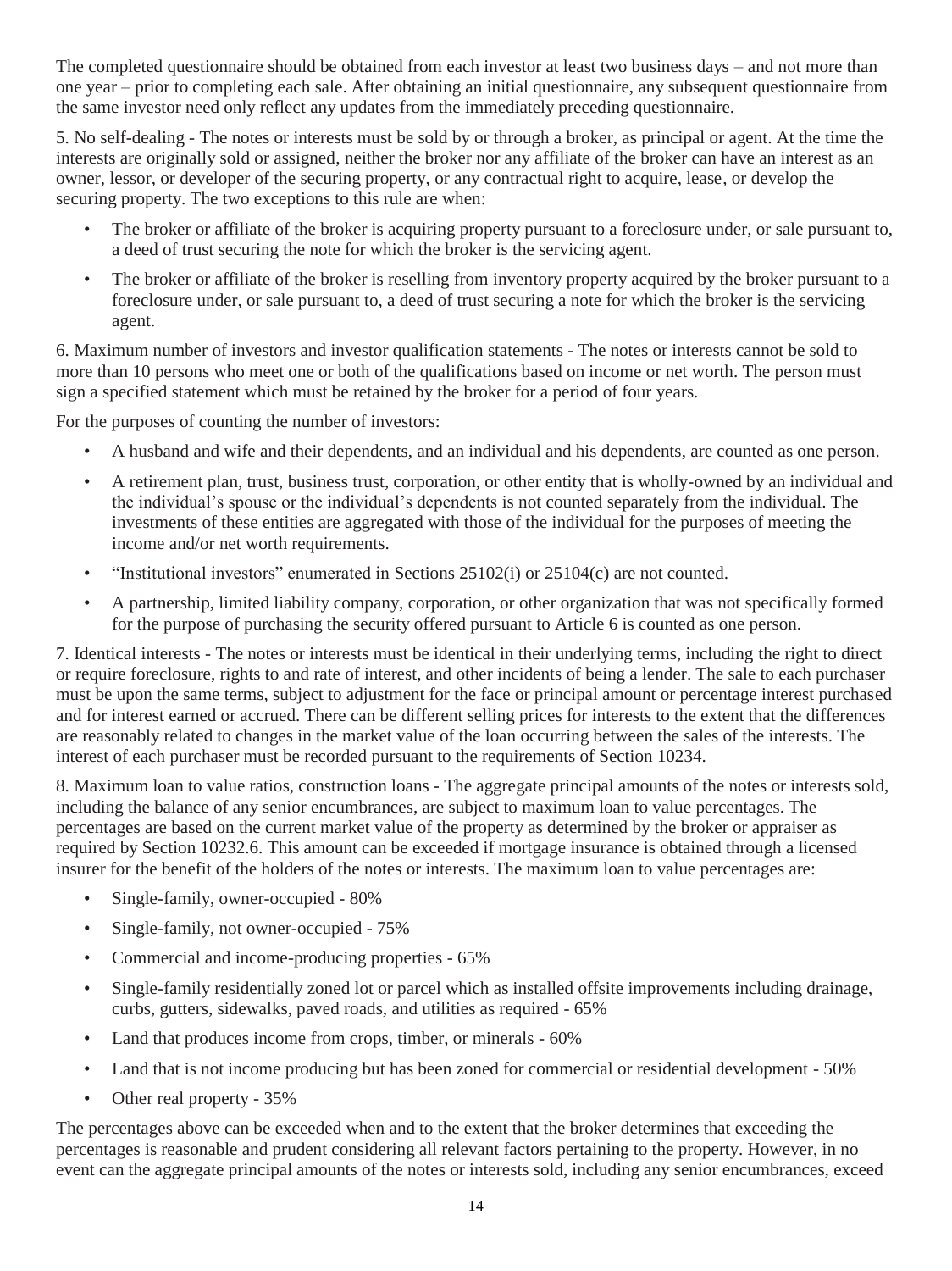The completed questionnaire should be obtained from each investor at least two business days – and not more than one year – prior to completing each sale. After obtaining an initial questionnaire, any subsequent questionnaire from the same investor need only reflect any updates from the immediately preceding questionnaire.

5. No self-dealing - The notes or interests must be sold by or through a broker, as principal or agent. At the time the interests are originally sold or assigned, neither the broker nor any affiliate of the broker can have an interest as an owner, lessor, or developer of the securing property, or any contractual right to acquire, lease, or develop the securing property. The two exceptions to this rule are when:

- The broker or affiliate of the broker is acquiring property pursuant to a foreclosure under, or sale pursuant to, a deed of trust securing the note for which the broker is the servicing agent.
- The broker or affiliate of the broker is reselling from inventory property acquired by the broker pursuant to a foreclosure under, or sale pursuant to, a deed of trust securing a note for which the broker is the servicing agent.

6. Maximum number of investors and investor qualification statements - The notes or interests cannot be sold to more than 10 persons who meet one or both of the qualifications based on income or net worth. The person must sign a specified statement which must be retained by the broker for a period of four years.

For the purposes of counting the number of investors:

- A husband and wife and their dependents, and an individual and his dependents, are counted as one person.
- A retirement plan, trust, business trust, corporation, or other entity that is wholly-owned by an individual and the individual's spouse or the individual's dependents is not counted separately from the individual. The investments of these entities are aggregated with those of the individual for the purposes of meeting the income and/or net worth requirements.
- "Institutional investors" enumerated in Sections 25102(i) or 25104(c) are not counted.
- A partnership, limited liability company, corporation, or other organization that was not specifically formed for the purpose of purchasing the security offered pursuant to Article 6 is counted as one person.

7. Identical interests - The notes or interests must be identical in their underlying terms, including the right to direct or require foreclosure, rights to and rate of interest, and other incidents of being a lender. The sale to each purchaser must be upon the same terms, subject to adjustment for the face or principal amount or percentage interest purchased and for interest earned or accrued. There can be different selling prices for interests to the extent that the differences are reasonably related to changes in the market value of the loan occurring between the sales of the interests. The interest of each purchaser must be recorded pursuant to the requirements of Section 10234.

8. Maximum loan to value ratios, construction loans - The aggregate principal amounts of the notes or interests sold, including the balance of any senior encumbrances, are subject to maximum loan to value percentages. The percentages are based on the current market value of the property as determined by the broker or appraiser as required by Section 10232.6. This amount can be exceeded if mortgage insurance is obtained through a licensed insurer for the benefit of the holders of the notes or interests. The maximum loan to value percentages are:

- Single-family, owner-occupied - 80%
- Single-family, not owner-occupied - 75%
- Commercial and income-producing properties - 65%
- Single-family residentially zoned lot or parcel which as installed offsite improvements including drainage, curbs, gutters, sidewalks, paved roads, and utilities as required - 65%
- Land that produces income from crops, timber, or minerals - 60%
- Land that is not income producing but has been zoned for commercial or residential development - 50%
- Other real property - 35%

The percentages above can be exceeded when and to the extent that the broker determines that exceeding the percentages is reasonable and prudent considering all relevant factors pertaining to the property. However, in no event can the aggregate principal amounts of the notes or interests sold, including any senior encumbrances, exceed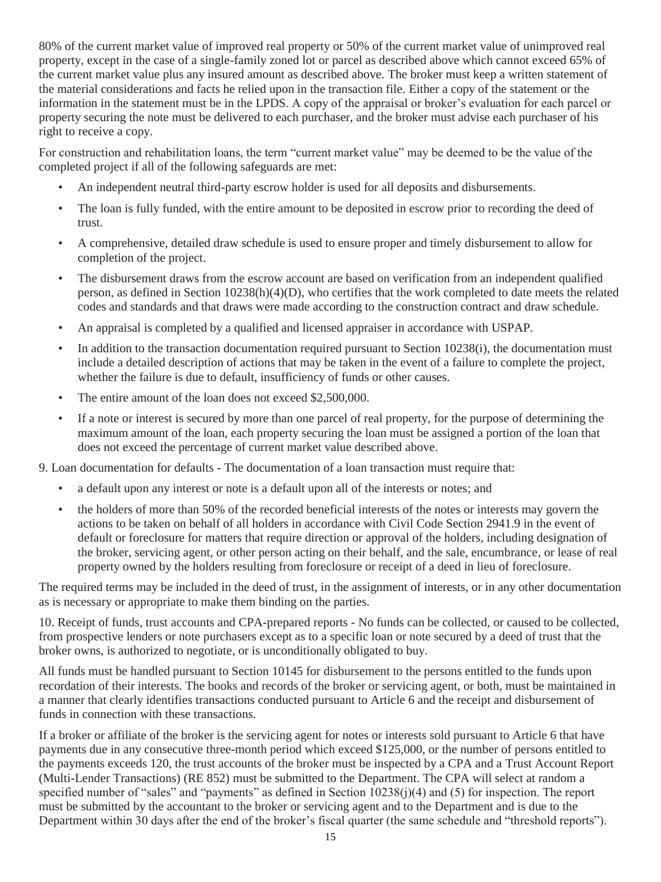80% of the current market value of improved real property or 50% of the current market value of unimproved real property, except in the case of a single-family zoned lot or parcel as described above which cannot exceed 65% of the current market value plus any insured amount as described above. The broker must keep a written statement of the material considerations and facts he relied upon in the transaction file. Either a copy of the statement or the information in the statement must be in the LPDS. A copy of the appraisal or broker's evaluation for each parcel or property securing the note must be delivered to each purchaser, and the broker must advise each purchaser of his right to receive a copy.

For construction and rehabilitation loans, the term "current market value" may be deemed to be the value of the completed project if all of the following safeguards are met:

- An independent neutral third-party escrow holder is used for all deposits and disbursements.
- The loan is fully funded, with the entire amount to be deposited in escrow prior to recording the deed of trust.
- A comprehensive, detailed draw schedule is used to ensure proper and timely disbursement to allow for completion of the project.
- The disbursement draws from the escrow account are based on verification from an independent qualified person, as defined in Section 10238(h)(4)(D), who certifies that the work completed to date meets the related codes and standards and that draws were made according to the construction contract and draw schedule.
- An appraisal is completed by a qualified and licensed appraiser in accordance with USPAP.
- In addition to the transaction documentation required pursuant to Section 10238(i), the documentation must include a detailed description of actions that may be taken in the event of a failure to complete the project, whether the failure is due to default, insufficiency of funds or other causes.
- The entire amount of the loan does not exceed $2,500,000.
- If a note or interest is secured by more than one parcel of real property, for the purpose of determining the maximum amount of the loan, each property securing the loan must be assigned a portion of the loan that does not exceed the percentage of current market value described above.

9. Loan documentation for defaults - The documentation of a loan transaction must require that:

- a default upon any interest or note is a default upon all of the interests or notes; and
- the holders of more than 50% of the recorded beneficial interests of the notes or interests may govern the actions to be taken on behalf of all holders in accordance with Civil Code Section 2941.9 in the event of default or foreclosure for matters that require direction or approval of the holders, including designation of the broker, servicing agent, or other person acting on their behalf, and the sale, encumbrance, or lease of real property owned by the holders resulting from foreclosure or receipt of a deed in lieu of foreclosure.

The required terms may be included in the deed of trust, in the assignment of interests, or in any other documentation as is necessary or appropriate to make them binding on the parties.

10. Receipt of funds, trust accounts and CPA-prepared reports - No funds can be collected, or caused to be collected, from prospective lenders or note purchasers except as to a specific loan or note secured by a deed of trust that the broker owns, is authorized to negotiate, or is unconditionally obligated to buy.

All funds must be handled pursuant to Section 10145 for disbursement to the persons entitled to the funds upon recordation of their interests. The books and records of the broker or servicing agent, or both, must be maintained in a manner that clearly identifies transactions conducted pursuant to Article 6 and the receipt and disbursement of funds in connection with these transactions.

If a broker or affiliate of the broker is the servicing agent for notes or interests sold pursuant to Article 6 that have payments due in any consecutive three-month period which exceed $125,000, or the number of persons entitled to the payments exceeds 120, the trust accounts of the broker must be inspected by a CPA and a Trust Account Report (Multi-Lender Transactions) (RE 852) must be submitted to the Department. The CPA will select at random a specified number of "sales" and "payments" as defined in Section 10238(j)(4) and (5) for inspection. The report must be submitted by the accountant to the broker or servicing agent and to the Department and is due to the Department within 30 days after the end of the broker's fiscal quarter (the same schedule and "threshold reports").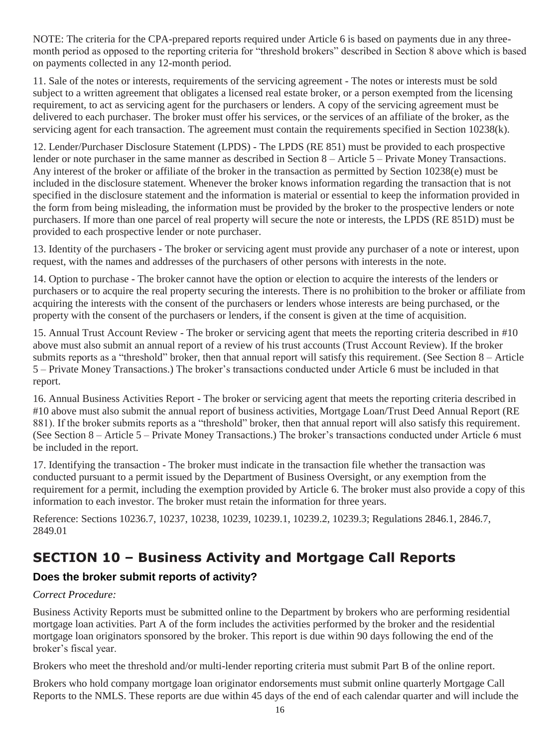NOTE: The criteria for the CPA-prepared reports required under Article 6 is based on payments due in any three-month period as opposed to the reporting criteria for "threshold brokers" described in Section 8 above which is based on payments collected in any 12-month period.

11. Sale of the notes or interests, requirements of the servicing agreement - The notes or interests must be sold subject to a written agreement that obligates a licensed real estate broker, or a person exempted from the licensing requirement, to act as servicing agent for the purchasers or lenders. A copy of the servicing agreement must be delivered to each purchaser. The broker must offer his services, or the services of an affiliate of the broker, as the servicing agent for each transaction. The agreement must contain the requirements specified in Section 10238(k).

12. Lender/Purchaser Disclosure Statement (LPDS) - The LPDS (RE 851) must be provided to each prospective lender or note purchaser in the same manner as described in Section 8 – Article 5 – Private Money Transactions. Any interest of the broker or affiliate of the broker in the transaction as permitted by Section 10238(e) must be included in the disclosure statement. Whenever the broker knows information regarding the transaction that is not specified in the disclosure statement and the information is material or essential to keep the information provided in the form from being misleading, the information must be provided by the broker to the prospective lenders or note purchasers. If more than one parcel of real property will secure the note or interests, the LPDS (RE 851D) must be provided to each prospective lender or note purchaser.

13. Identity of the purchasers - The broker or servicing agent must provide any purchaser of a note or interest, upon request, with the names and addresses of the purchasers of other persons with interests in the note.

14. Option to purchase - The broker cannot have the option or election to acquire the interests of the lenders or purchasers or to acquire the real property securing the interests. There is no prohibition to the broker or affiliate from acquiring the interests with the consent of the purchasers or lenders whose interests are being purchased, or the property with the consent of the purchasers or lenders, if the consent is given at the time of acquisition.

15. Annual Trust Account Review - The broker or servicing agent that meets the reporting criteria described in #10 above must also submit an annual report of a review of his trust accounts (Trust Account Review). If the broker submits reports as a "threshold" broker, then that annual report will satisfy this requirement. (See Section 8 – Article 5 – Private Money Transactions.) The broker's transactions conducted under Article 6 must be included in that report.

16. Annual Business Activities Report - The broker or servicing agent that meets the reporting criteria described in #10 above must also submit the annual report of business activities, Mortgage Loan/Trust Deed Annual Report (RE 881). If the broker submits reports as a "threshold" broker, then that annual report will also satisfy this requirement. (See Section 8 – Article 5 – Private Money Transactions.) The broker's transactions conducted under Article 6 must be included in the report.

17. Identifying the transaction - The broker must indicate in the transaction file whether the transaction was conducted pursuant to a permit issued by the Department of Business Oversight, or any exemption from the requirement for a permit, including the exemption provided by Article 6. The broker must also provide a copy of this information to each investor. The broker must retain the information for three years.

Reference: Sections 10236.7, 10237, 10238, 10239, 10239.1, 10239.2, 10239.3; Regulations 2846.1, 2846.7, 2849.01

## SECTION 10 – Business Activity and Mortgage Call Reports

### Does the broker submit reports of activity?

*Correct Procedure:*

Business Activity Reports must be submitted online to the Department by brokers who are performing residential mortgage loan activities. Part A of the form includes the activities performed by the broker and the residential mortgage loan originators sponsored by the broker. This report is due within 90 days following the end of the broker's fiscal year.

Brokers who meet the threshold and/or multi-lender reporting criteria must submit Part B of the online report.

Brokers who hold company mortgage loan originator endorsements must submit online quarterly Mortgage Call Reports to the NMLS. These reports are due within 45 days of the end of each calendar quarter and will include the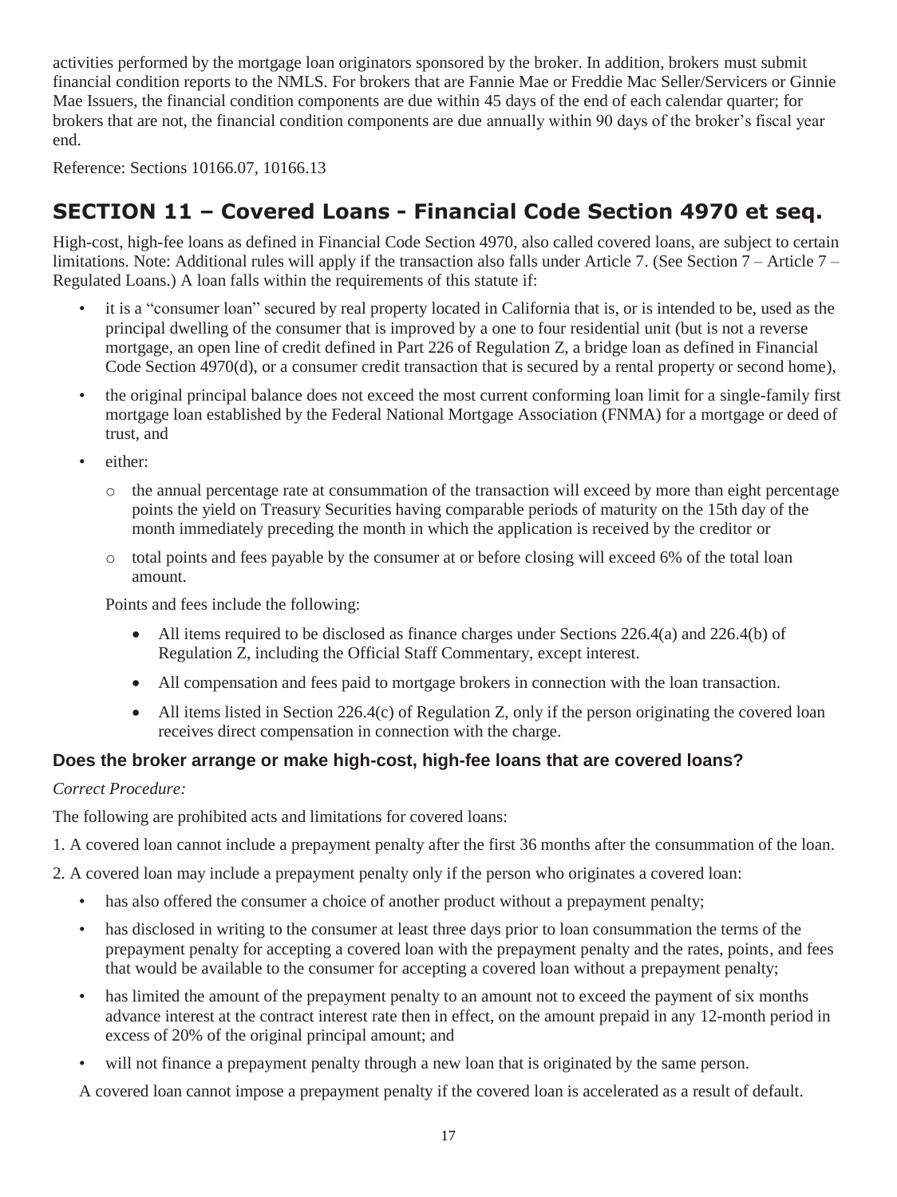activities performed by the mortgage loan originators sponsored by the broker. In addition, brokers must submit financial condition reports to the NMLS. For brokers that are Fannie Mae or Freddie Mac Seller/Servicers or Ginnie Mae Issuers, the financial condition components are due within 45 days of the end of each calendar quarter; for brokers that are not, the financial condition components are due annually within 90 days of the broker's fiscal year end.

Reference: Sections 10166.07, 10166.13

## SECTION 11 – Covered Loans - Financial Code Section 4970 et seq.

High-cost, high-fee loans as defined in Financial Code Section 4970, also called covered loans, are subject to certain limitations. Note: Additional rules will apply if the transaction also falls under Article 7. (See Section 7 – Article 7 – Regulated Loans.) A loan falls within the requirements of this statute if:

- it is a "consumer loan" secured by real property located in California that is, or is intended to be, used as the principal dwelling of the consumer that is improved by a one to four residential unit (but is not a reverse mortgage, an open line of credit defined in Part 226 of Regulation Z, a bridge loan as defined in Financial Code Section 4970(d), or a consumer credit transaction that is secured by a rental property or second home),
- the original principal balance does not exceed the most current conforming loan limit for a single-family first mortgage loan established by the Federal National Mortgage Association (FNMA) for a mortgage or deed of trust, and
- either:
  - the annual percentage rate at consummation of the transaction will exceed by more than eight percentage points the yield on Treasury Securities having comparable periods of maturity on the 15th day of the month immediately preceding the month in which the application is received by the creditor or
  - total points and fees payable by the consumer at or before closing will exceed 6% of the total loan amount.

  Points and fees include the following:

  - All items required to be disclosed as finance charges under Sections 226.4(a) and 226.4(b) of Regulation Z, including the Official Staff Commentary, except interest.
  - All compensation and fees paid to mortgage brokers in connection with the loan transaction.
  - All items listed in Section 226.4(c) of Regulation Z, only if the person originating the covered loan receives direct compensation in connection with the charge.

### Does the broker arrange or make high-cost, high-fee loans that are covered loans?

*Correct Procedure:*

The following are prohibited acts and limitations for covered loans:

1. A covered loan cannot include a prepayment penalty after the first 36 months after the consummation of the loan.
2. A covered loan may include a prepayment penalty only if the person who originates a covered loan:
   - has also offered the consumer a choice of another product without a prepayment penalty;
   - has disclosed in writing to the consumer at least three days prior to loan consummation the terms of the prepayment penalty for accepting a covered loan with the prepayment penalty and the rates, points, and fees that would be available to the consumer for accepting a covered loan without a prepayment penalty;
   - has limited the amount of the prepayment penalty to an amount not to exceed the payment of six months advance interest at the contract interest rate then in effect, on the amount prepaid in any 12-month period in excess of 20% of the original principal amount; and
   - will not finance a prepayment penalty through a new loan that is originated by the same person.

   A covered loan cannot impose a prepayment penalty if the covered loan is accelerated as a result of default.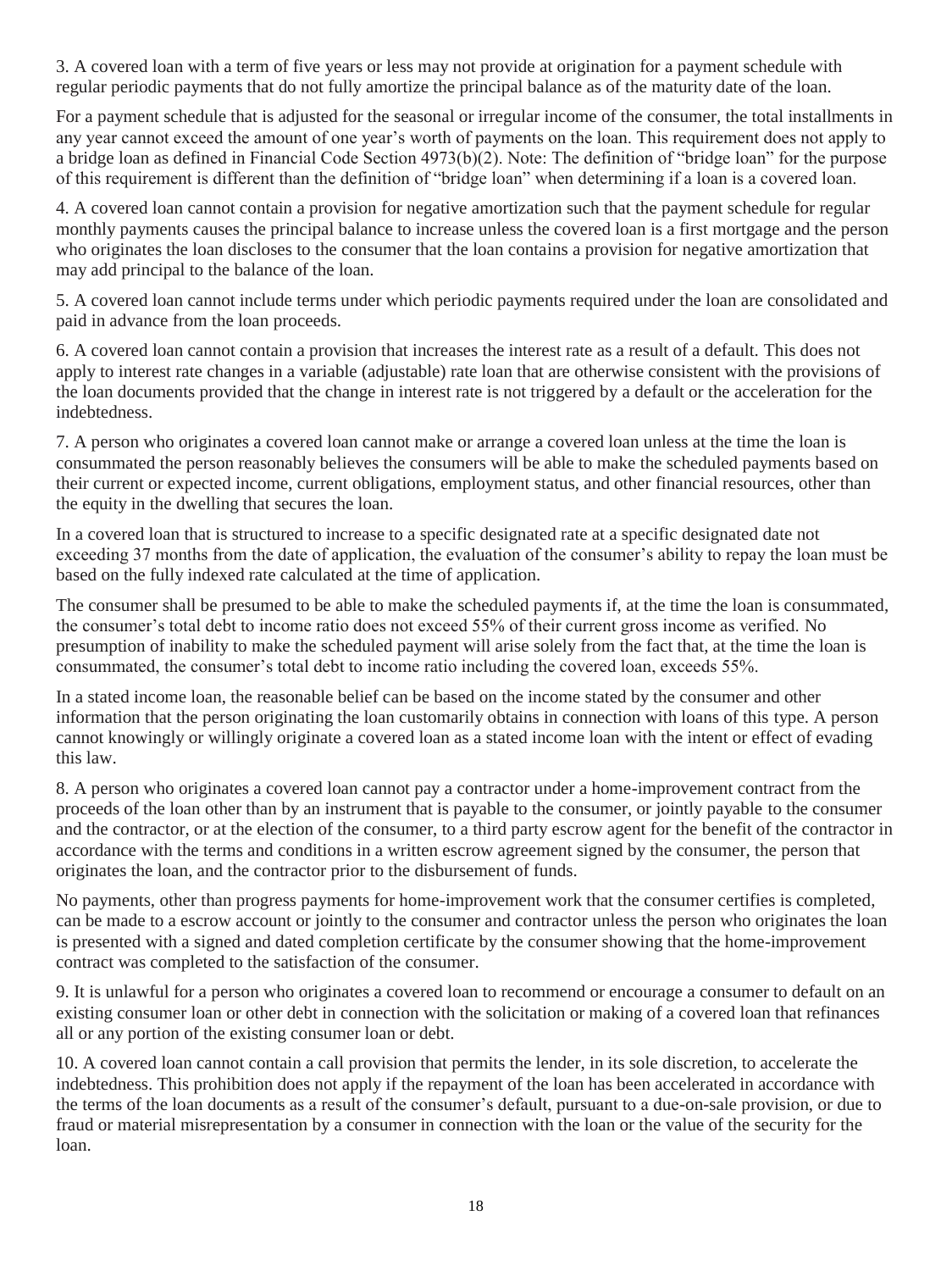3. A covered loan with a term of five years or less may not provide at origination for a payment schedule with regular periodic payments that do not fully amortize the principal balance as of the maturity date of the loan.

For a payment schedule that is adjusted for the seasonal or irregular income of the consumer, the total installments in any year cannot exceed the amount of one year's worth of payments on the loan. This requirement does not apply to a bridge loan as defined in Financial Code Section 4973(b)(2). Note: The definition of "bridge loan" for the purpose of this requirement is different than the definition of "bridge loan" when determining if a loan is a covered loan.

4. A covered loan cannot contain a provision for negative amortization such that the payment schedule for regular monthly payments causes the principal balance to increase unless the covered loan is a first mortgage and the person who originates the loan discloses to the consumer that the loan contains a provision for negative amortization that may add principal to the balance of the loan.

5. A covered loan cannot include terms under which periodic payments required under the loan are consolidated and paid in advance from the loan proceeds.

6. A covered loan cannot contain a provision that increases the interest rate as a result of a default. This does not apply to interest rate changes in a variable (adjustable) rate loan that are otherwise consistent with the provisions of the loan documents provided that the change in interest rate is not triggered by a default or the acceleration for the indebtedness.

7. A person who originates a covered loan cannot make or arrange a covered loan unless at the time the loan is consummated the person reasonably believes the consumers will be able to make the scheduled payments based on their current or expected income, current obligations, employment status, and other financial resources, other than the equity in the dwelling that secures the loan.

In a covered loan that is structured to increase to a specific designated rate at a specific designated date not exceeding 37 months from the date of application, the evaluation of the consumer's ability to repay the loan must be based on the fully indexed rate calculated at the time of application.

The consumer shall be presumed to be able to make the scheduled payments if, at the time the loan is consummated, the consumer's total debt to income ratio does not exceed 55% of their current gross income as verified. No presumption of inability to make the scheduled payment will arise solely from the fact that, at the time the loan is consummated, the consumer's total debt to income ratio including the covered loan, exceeds 55%.

In a stated income loan, the reasonable belief can be based on the income stated by the consumer and other information that the person originating the loan customarily obtains in connection with loans of this type. A person cannot knowingly or willingly originate a covered loan as a stated income loan with the intent or effect of evading this law.

8. A person who originates a covered loan cannot pay a contractor under a home-improvement contract from the proceeds of the loan other than by an instrument that is payable to the consumer, or jointly payable to the consumer and the contractor, or at the election of the consumer, to a third party escrow agent for the benefit of the contractor in accordance with the terms and conditions in a written escrow agreement signed by the consumer, the person that originates the loan, and the contractor prior to the disbursement of funds.

No payments, other than progress payments for home-improvement work that the consumer certifies is completed, can be made to a escrow account or jointly to the consumer and contractor unless the person who originates the loan is presented with a signed and dated completion certificate by the consumer showing that the home-improvement contract was completed to the satisfaction of the consumer.

9. It is unlawful for a person who originates a covered loan to recommend or encourage a consumer to default on an existing consumer loan or other debt in connection with the solicitation or making of a covered loan that refinances all or any portion of the existing consumer loan or debt.

10. A covered loan cannot contain a call provision that permits the lender, in its sole discretion, to accelerate the indebtedness. This prohibition does not apply if the repayment of the loan has been accelerated in accordance with the terms of the loan documents as a result of the consumer's default, pursuant to a due-on-sale provision, or due to fraud or material misrepresentation by a consumer in connection with the loan or the value of the security for the loan.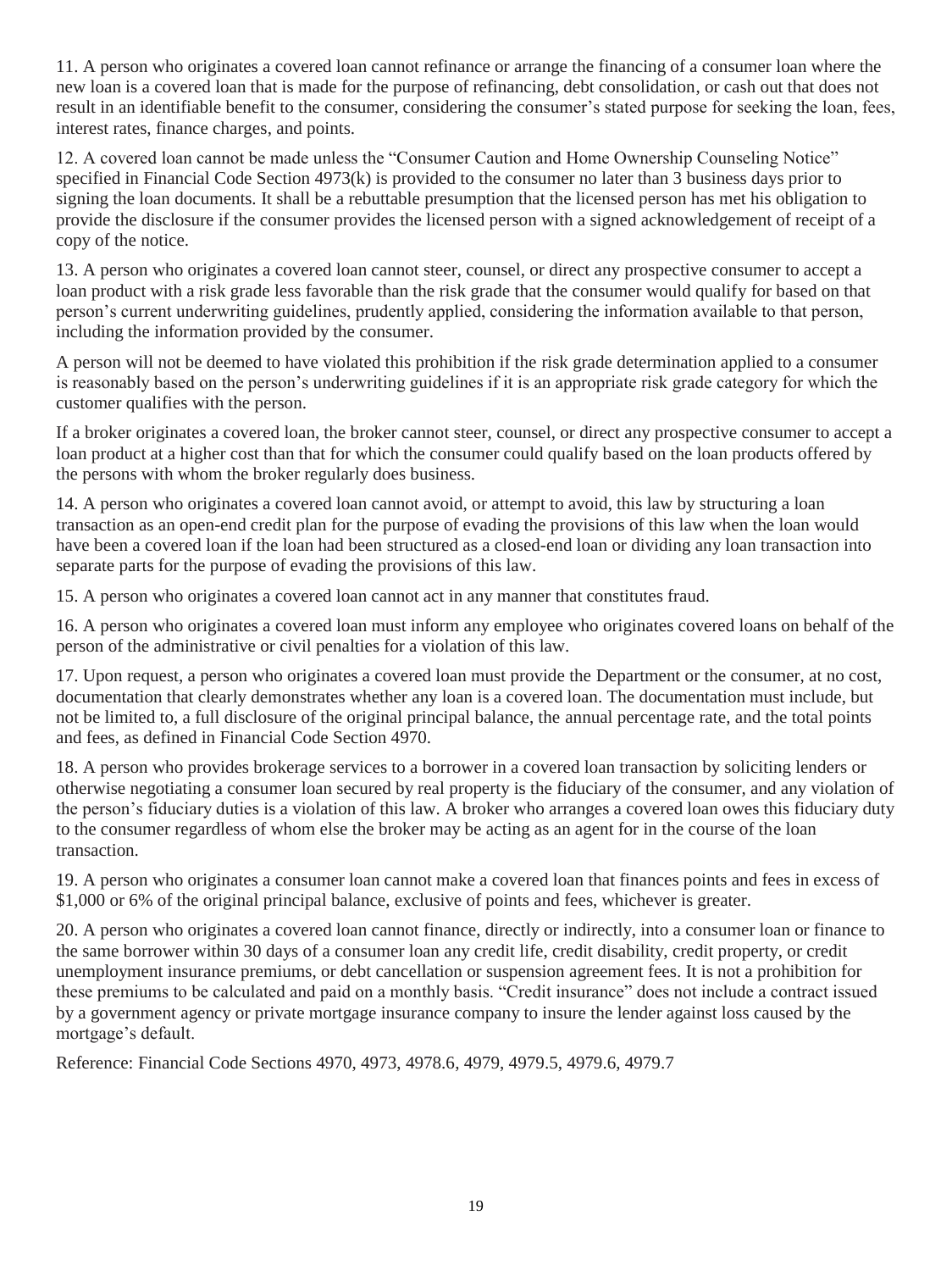11. A person who originates a covered loan cannot refinance or arrange the financing of a consumer loan where the new loan is a covered loan that is made for the purpose of refinancing, debt consolidation, or cash out that does not result in an identifiable benefit to the consumer, considering the consumer's stated purpose for seeking the loan, fees, interest rates, finance charges, and points.

12. A covered loan cannot be made unless the "Consumer Caution and Home Ownership Counseling Notice" specified in Financial Code Section 4973(k) is provided to the consumer no later than 3 business days prior to signing the loan documents. It shall be a rebuttable presumption that the licensed person has met his obligation to provide the disclosure if the consumer provides the licensed person with a signed acknowledgement of receipt of a copy of the notice.

13. A person who originates a covered loan cannot steer, counsel, or direct any prospective consumer to accept a loan product with a risk grade less favorable than the risk grade that the consumer would qualify for based on that person's current underwriting guidelines, prudently applied, considering the information available to that person, including the information provided by the consumer.

A person will not be deemed to have violated this prohibition if the risk grade determination applied to a consumer is reasonably based on the person's underwriting guidelines if it is an appropriate risk grade category for which the customer qualifies with the person.

If a broker originates a covered loan, the broker cannot steer, counsel, or direct any prospective consumer to accept a loan product at a higher cost than that for which the consumer could qualify based on the loan products offered by the persons with whom the broker regularly does business.

14. A person who originates a covered loan cannot avoid, or attempt to avoid, this law by structuring a loan transaction as an open-end credit plan for the purpose of evading the provisions of this law when the loan would have been a covered loan if the loan had been structured as a closed-end loan or dividing any loan transaction into separate parts for the purpose of evading the provisions of this law.

15. A person who originates a covered loan cannot act in any manner that constitutes fraud.

16. A person who originates a covered loan must inform any employee who originates covered loans on behalf of the person of the administrative or civil penalties for a violation of this law.

17. Upon request, a person who originates a covered loan must provide the Department or the consumer, at no cost, documentation that clearly demonstrates whether any loan is a covered loan. The documentation must include, but not be limited to, a full disclosure of the original principal balance, the annual percentage rate, and the total points and fees, as defined in Financial Code Section 4970.

18. A person who provides brokerage services to a borrower in a covered loan transaction by soliciting lenders or otherwise negotiating a consumer loan secured by real property is the fiduciary of the consumer, and any violation of the person's fiduciary duties is a violation of this law. A broker who arranges a covered loan owes this fiduciary duty to the consumer regardless of whom else the broker may be acting as an agent for in the course of the loan transaction.

19. A person who originates a consumer loan cannot make a covered loan that finances points and fees in excess of $1,000 or 6% of the original principal balance, exclusive of points and fees, whichever is greater.

20. A person who originates a covered loan cannot finance, directly or indirectly, into a consumer loan or finance to the same borrower within 30 days of a consumer loan any credit life, credit disability, credit property, or credit unemployment insurance premiums, or debt cancellation or suspension agreement fees. It is not a prohibition for these premiums to be calculated and paid on a monthly basis. "Credit insurance" does not include a contract issued by a government agency or private mortgage insurance company to insure the lender against loss caused by the mortgage's default.

Reference: Financial Code Sections 4970, 4973, 4978.6, 4979, 4979.5, 4979.6, 4979.7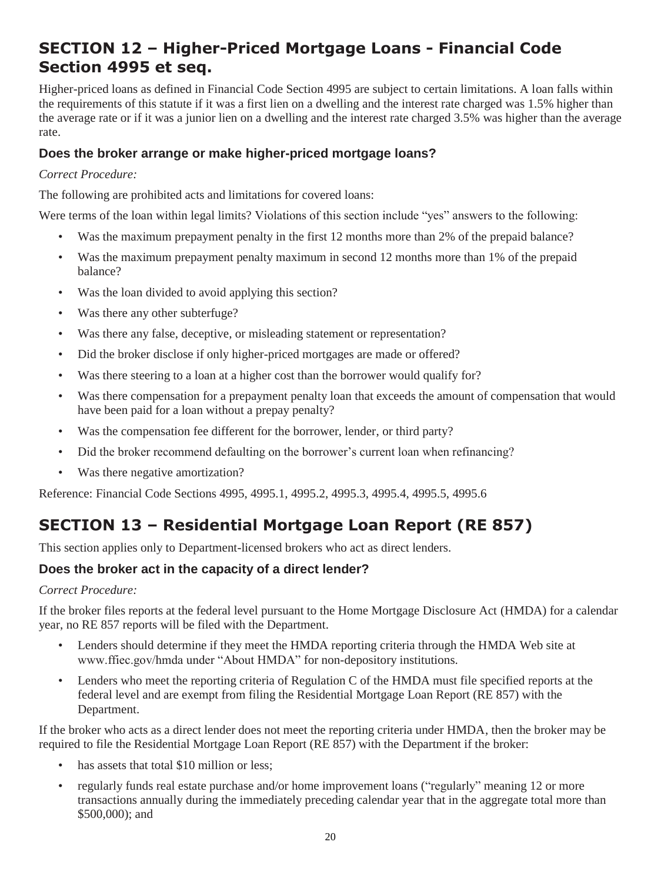## SECTION 12 – Higher-Priced Mortgage Loans - Financial Code Section 4995 et seq.

Higher-priced loans as defined in Financial Code Section 4995 are subject to certain limitations. A loan falls within the requirements of this statute if it was a first lien on a dwelling and the interest rate charged was 1.5% higher than the average rate or if it was a junior lien on a dwelling and the interest rate charged 3.5% was higher than the average rate.

### Does the broker arrange or make higher-priced mortgage loans?

*Correct Procedure:*

The following are prohibited acts and limitations for covered loans:

Were terms of the loan within legal limits? Violations of this section include "yes" answers to the following:

- Was the maximum prepayment penalty in the first 12 months more than 2% of the prepaid balance?
- Was the maximum prepayment penalty maximum in second 12 months more than 1% of the prepaid balance?
- Was the loan divided to avoid applying this section?
- Was there any other subterfuge?
- Was there any false, deceptive, or misleading statement or representation?
- Did the broker disclose if only higher-priced mortgages are made or offered?
- Was there steering to a loan at a higher cost than the borrower would qualify for?
- Was there compensation for a prepayment penalty loan that exceeds the amount of compensation that would have been paid for a loan without a prepay penalty?
- Was the compensation fee different for the borrower, lender, or third party?
- Did the broker recommend defaulting on the borrower's current loan when refinancing?
- Was there negative amortization?

Reference: Financial Code Sections 4995, 4995.1, 4995.2, 4995.3, 4995.4, 4995.5, 4995.6

## SECTION 13 – Residential Mortgage Loan Report (RE 857)

This section applies only to Department-licensed brokers who act as direct lenders.

### Does the broker act in the capacity of a direct lender?

*Correct Procedure:*

If the broker files reports at the federal level pursuant to the Home Mortgage Disclosure Act (HMDA) for a calendar year, no RE 857 reports will be filed with the Department.

- Lenders should determine if they meet the HMDA reporting criteria through the HMDA Web site at www.ffiec.gov/hmda under "About HMDA" for non-depository institutions.
- Lenders who meet the reporting criteria of Regulation C of the HMDA must file specified reports at the federal level and are exempt from filing the Residential Mortgage Loan Report (RE 857) with the Department.

If the broker who acts as a direct lender does not meet the reporting criteria under HMDA, then the broker may be required to file the Residential Mortgage Loan Report (RE 857) with the Department if the broker:

- has assets that total $10 million or less;
- regularly funds real estate purchase and/or home improvement loans ("regularly" meaning 12 or more transactions annually during the immediately preceding calendar year that in the aggregate total more than $500,000); and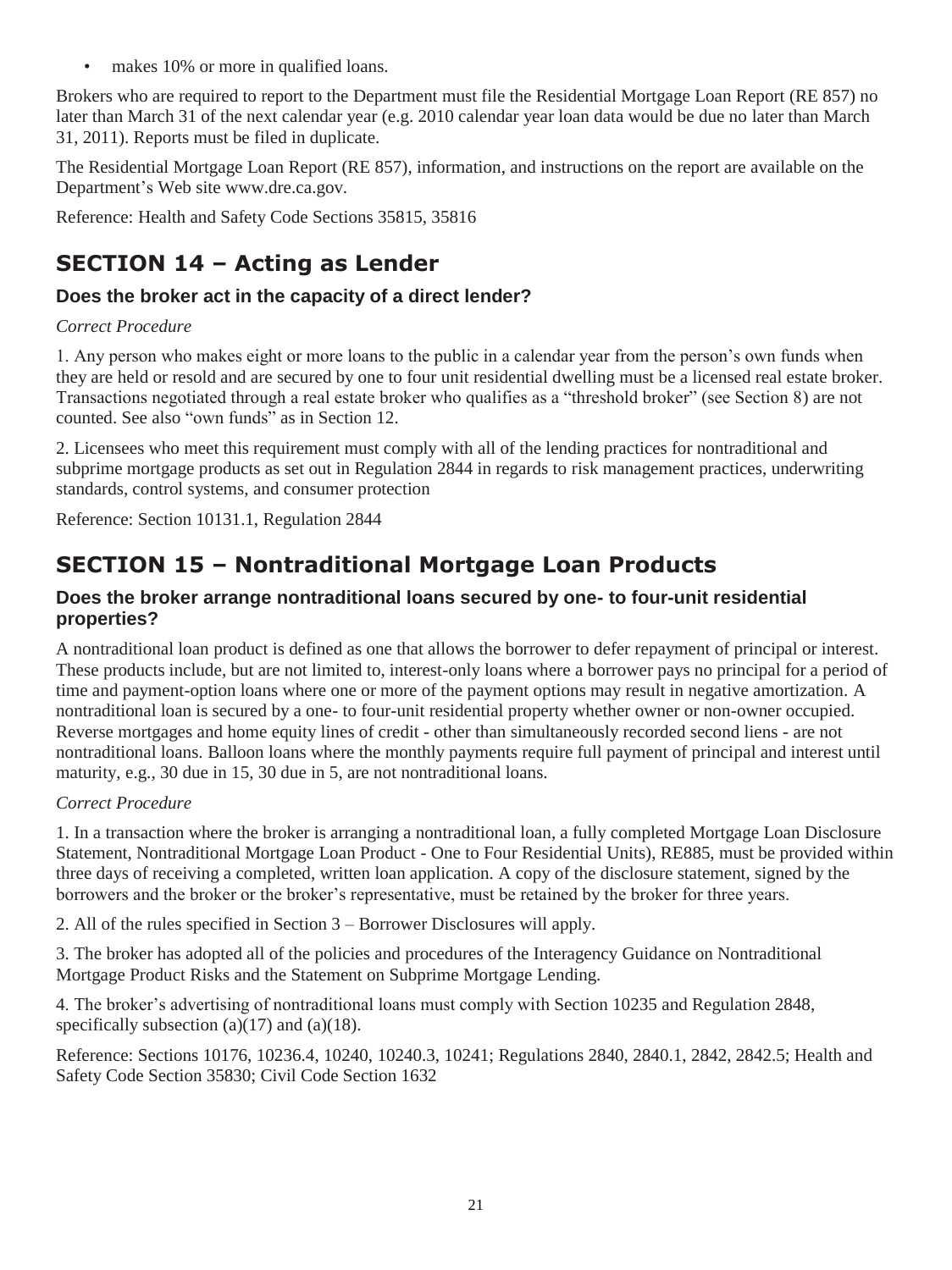- makes 10% or more in qualified loans.

Brokers who are required to report to the Department must file the Residential Mortgage Loan Report (RE 857) no later than March 31 of the next calendar year (e.g. 2010 calendar year loan data would be due no later than March 31, 2011). Reports must be filed in duplicate.

The Residential Mortgage Loan Report (RE 857), information, and instructions on the report are available on the Department's Web site www.dre.ca.gov.

Reference: Health and Safety Code Sections 35815, 35816

## SECTION 14 – Acting as Lender

### Does the broker act in the capacity of a direct lender?

*Correct Procedure*

1. Any person who makes eight or more loans to the public in a calendar year from the person's own funds when they are held or resold and are secured by one to four unit residential dwelling must be a licensed real estate broker. Transactions negotiated through a real estate broker who qualifies as a "threshold broker" (see Section 8) are not counted. See also "own funds" as in Section 12.

2. Licensees who meet this requirement must comply with all of the lending practices for nontraditional and subprime mortgage products as set out in Regulation 2844 in regards to risk management practices, underwriting standards, control systems, and consumer protection

Reference: Section 10131.1, Regulation 2844

## SECTION 15 – Nontraditional Mortgage Loan Products

### Does the broker arrange nontraditional loans secured by one- to four-unit residential properties?

A nontraditional loan product is defined as one that allows the borrower to defer repayment of principal or interest. These products include, but are not limited to, interest-only loans where a borrower pays no principal for a period of time and payment-option loans where one or more of the payment options may result in negative amortization. A nontraditional loan is secured by a one- to four-unit residential property whether owner or non-owner occupied. Reverse mortgages and home equity lines of credit - other than simultaneously recorded second liens - are not nontraditional loans. Balloon loans where the monthly payments require full payment of principal and interest until maturity, e.g., 30 due in 15, 30 due in 5, are not nontraditional loans.

*Correct Procedure*

1. In a transaction where the broker is arranging a nontraditional loan, a fully completed Mortgage Loan Disclosure Statement, Nontraditional Mortgage Loan Product - One to Four Residential Units), RE885, must be provided within three days of receiving a completed, written loan application. A copy of the disclosure statement, signed by the borrowers and the broker or the broker's representative, must be retained by the broker for three years.

2. All of the rules specified in Section 3 – Borrower Disclosures will apply.

3. The broker has adopted all of the policies and procedures of the Interagency Guidance on Nontraditional Mortgage Product Risks and the Statement on Subprime Mortgage Lending.

4. The broker's advertising of nontraditional loans must comply with Section 10235 and Regulation 2848, specifically subsection (a)(17) and (a)(18).

Reference: Sections 10176, 10236.4, 10240, 10240.3, 10241; Regulations 2840, 2840.1, 2842, 2842.5; Health and Safety Code Section 35830; Civil Code Section 1632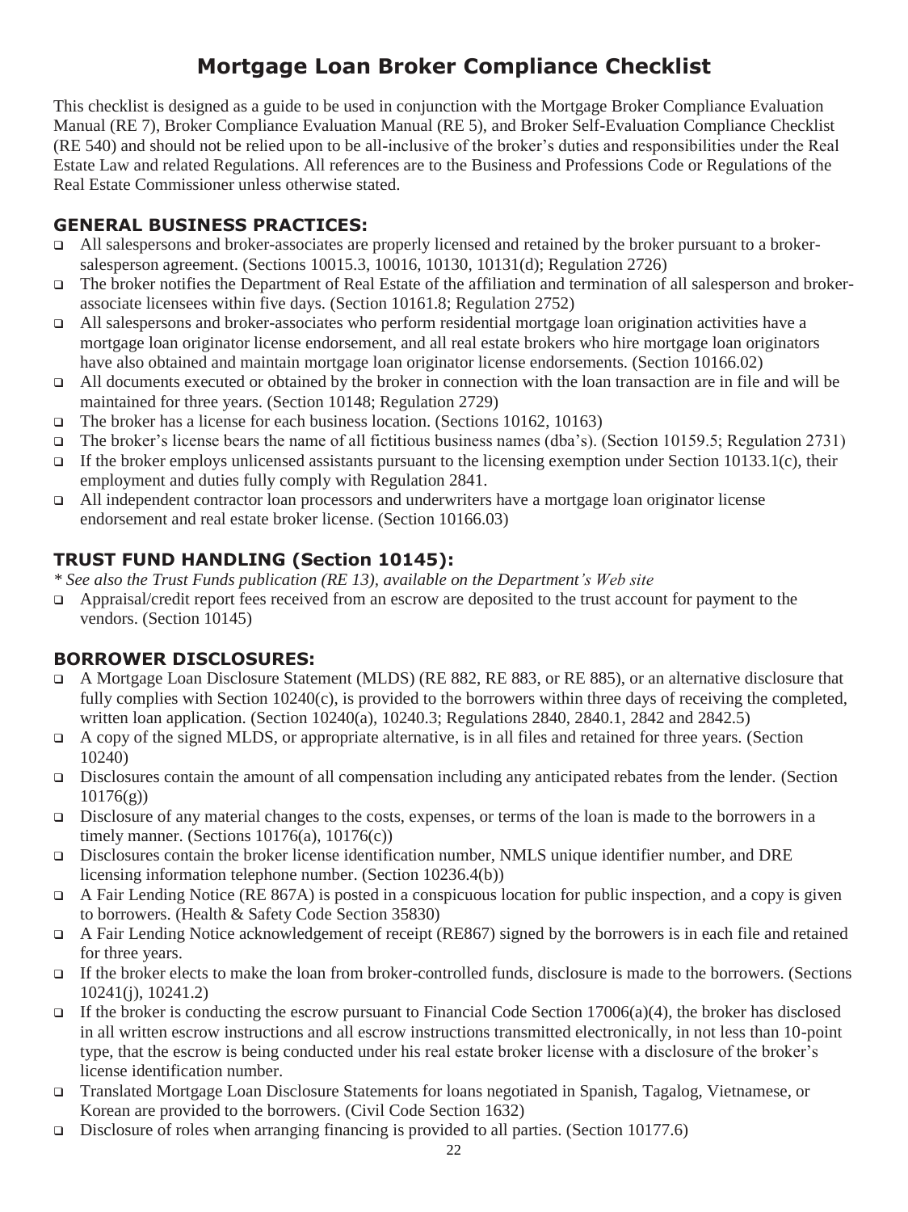# Mortgage Loan Broker Compliance Checklist

This checklist is designed as a guide to be used in conjunction with the Mortgage Broker Compliance Evaluation Manual (RE 7), Broker Compliance Evaluation Manual (RE 5), and Broker Self-Evaluation Compliance Checklist (RE 540) and should not be relied upon to be all-inclusive of the broker's duties and responsibilities under the Real Estate Law and related Regulations. All references are to the Business and Professions Code or Regulations of the Real Estate Commissioner unless otherwise stated.

## GENERAL BUSINESS PRACTICES:

- ❑ All salespersons and broker-associates are properly licensed and retained by the broker pursuant to a broker-salesperson agreement. (Sections 10015.3, 10016, 10130, 10131(d); Regulation 2726)
- ❑ The broker notifies the Department of Real Estate of the affiliation and termination of all salesperson and broker-associate licensees within five days. (Section 10161.8; Regulation 2752)
- ❑ All salespersons and broker-associates who perform residential mortgage loan origination activities have a mortgage loan originator license endorsement, and all real estate brokers who hire mortgage loan originators have also obtained and maintain mortgage loan originator license endorsements. (Section 10166.02)
- ❑ All documents executed or obtained by the broker in connection with the loan transaction are in file and will be maintained for three years. (Section 10148; Regulation 2729)
- ❑ The broker has a license for each business location. (Sections 10162, 10163)
- ❑ The broker's license bears the name of all fictitious business names (dba's). (Section 10159.5; Regulation 2731)
- ❑ If the broker employs unlicensed assistants pursuant to the licensing exemption under Section 10133.1(c), their employment and duties fully comply with Regulation 2841.
- ❑ All independent contractor loan processors and underwriters have a mortgage loan originator license endorsement and real estate broker license. (Section 10166.03)

## TRUST FUND HANDLING (Section 10145):

*\* See also the Trust Funds publication (RE 13), available on the Department's Web site*

- ❑ Appraisal/credit report fees received from an escrow are deposited to the trust account for payment to the vendors. (Section 10145)

## BORROWER DISCLOSURES:

- ❑ A Mortgage Loan Disclosure Statement (MLDS) (RE 882, RE 883, or RE 885), or an alternative disclosure that fully complies with Section 10240(c), is provided to the borrowers within three days of receiving the completed, written loan application. (Section 10240(a), 10240.3; Regulations 2840, 2840.1, 2842 and 2842.5)
- ❑ A copy of the signed MLDS, or appropriate alternative, is in all files and retained for three years. (Section 10240)
- ❑ Disclosures contain the amount of all compensation including any anticipated rebates from the lender. (Section 10176(g))
- ❑ Disclosure of any material changes to the costs, expenses, or terms of the loan is made to the borrowers in a timely manner. (Sections 10176(a), 10176(c))
- ❑ Disclosures contain the broker license identification number, NMLS unique identifier number, and DRE licensing information telephone number. (Section 10236.4(b))
- ❑ A Fair Lending Notice (RE 867A) is posted in a conspicuous location for public inspection, and a copy is given to borrowers. (Health & Safety Code Section 35830)
- ❑ A Fair Lending Notice acknowledgement of receipt (RE867) signed by the borrowers is in each file and retained for three years.
- ❑ If the broker elects to make the loan from broker-controlled funds, disclosure is made to the borrowers. (Sections 10241(j), 10241.2)
- ❑ If the broker is conducting the escrow pursuant to Financial Code Section 17006(a)(4), the broker has disclosed in all written escrow instructions and all escrow instructions transmitted electronically, in not less than 10-point type, that the escrow is being conducted under his real estate broker license with a disclosure of the broker's license identification number.
- ❑ Translated Mortgage Loan Disclosure Statements for loans negotiated in Spanish, Tagalog, Vietnamese, or Korean are provided to the borrowers. (Civil Code Section 1632)
- ❑ Disclosure of roles when arranging financing is provided to all parties. (Section 10177.6)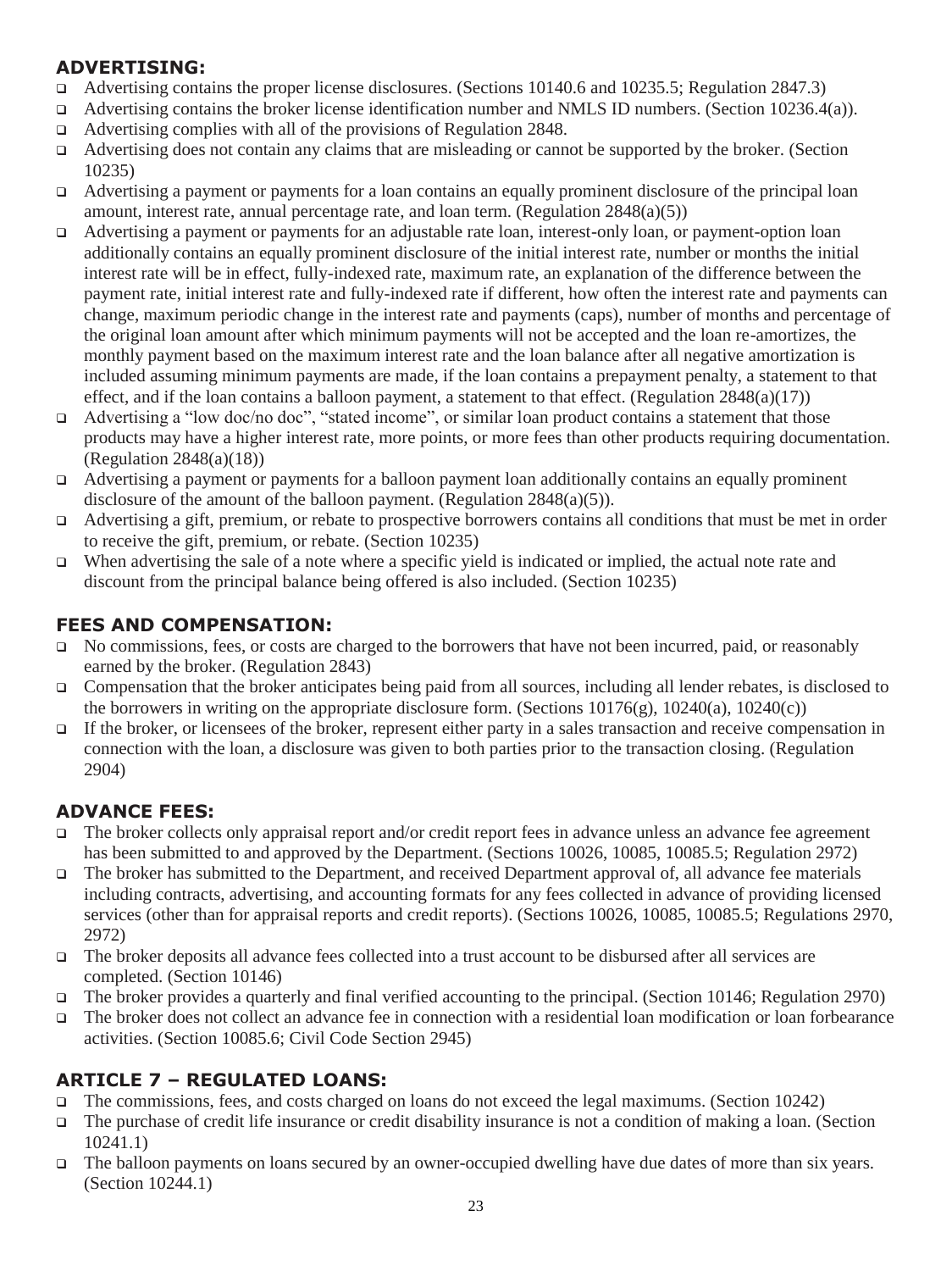## ADVERTISING:

- ❑ Advertising contains the proper license disclosures. (Sections 10140.6 and 10235.5; Regulation 2847.3)
- ❑ Advertising contains the broker license identification number and NMLS ID numbers. (Section 10236.4(a)).
- ❑ Advertising complies with all of the provisions of Regulation 2848.
- ❑ Advertising does not contain any claims that are misleading or cannot be supported by the broker. (Section 10235)
- ❑ Advertising a payment or payments for a loan contains an equally prominent disclosure of the principal loan amount, interest rate, annual percentage rate, and loan term. (Regulation 2848(a)(5))
- ❑ Advertising a payment or payments for an adjustable rate loan, interest-only loan, or payment-option loan additionally contains an equally prominent disclosure of the initial interest rate, number or months the initial interest rate will be in effect, fully-indexed rate, maximum rate, an explanation of the difference between the payment rate, initial interest rate and fully-indexed rate if different, how often the interest rate and payments can change, maximum periodic change in the interest rate and payments (caps), number of months and percentage of the original loan amount after which minimum payments will not be accepted and the loan re-amortizes, the monthly payment based on the maximum interest rate and the loan balance after all negative amortization is included assuming minimum payments are made, if the loan contains a prepayment penalty, a statement to that effect, and if the loan contains a balloon payment, a statement to that effect. (Regulation 2848(a)(17))
- ❑ Advertising a "low doc/no doc", "stated income", or similar loan product contains a statement that those products may have a higher interest rate, more points, or more fees than other products requiring documentation. (Regulation 2848(a)(18))
- ❑ Advertising a payment or payments for a balloon payment loan additionally contains an equally prominent disclosure of the amount of the balloon payment. (Regulation 2848(a)(5)).
- ❑ Advertising a gift, premium, or rebate to prospective borrowers contains all conditions that must be met in order to receive the gift, premium, or rebate. (Section 10235)
- ❑ When advertising the sale of a note where a specific yield is indicated or implied, the actual note rate and discount from the principal balance being offered is also included. (Section 10235)

## FEES AND COMPENSATION:

- ❑ No commissions, fees, or costs are charged to the borrowers that have not been incurred, paid, or reasonably earned by the broker. (Regulation 2843)
- ❑ Compensation that the broker anticipates being paid from all sources, including all lender rebates, is disclosed to the borrowers in writing on the appropriate disclosure form. (Sections 10176(g), 10240(a), 10240(c))
- ❑ If the broker, or licensees of the broker, represent either party in a sales transaction and receive compensation in connection with the loan, a disclosure was given to both parties prior to the transaction closing. (Regulation 2904)

## ADVANCE FEES:

- ❑ The broker collects only appraisal report and/or credit report fees in advance unless an advance fee agreement has been submitted to and approved by the Department. (Sections 10026, 10085, 10085.5; Regulation 2972)
- ❑ The broker has submitted to the Department, and received Department approval of, all advance fee materials including contracts, advertising, and accounting formats for any fees collected in advance of providing licensed services (other than for appraisal reports and credit reports). (Sections 10026, 10085, 10085.5; Regulations 2970, 2972)
- ❑ The broker deposits all advance fees collected into a trust account to be disbursed after all services are completed. (Section 10146)
- ❑ The broker provides a quarterly and final verified accounting to the principal. (Section 10146; Regulation 2970)
- ❑ The broker does not collect an advance fee in connection with a residential loan modification or loan forbearance activities. (Section 10085.6; Civil Code Section 2945)

## ARTICLE 7 – REGULATED LOANS:

- ❑ The commissions, fees, and costs charged on loans do not exceed the legal maximums. (Section 10242)
- ❑ The purchase of credit life insurance or credit disability insurance is not a condition of making a loan. (Section 10241.1)
- ❑ The balloon payments on loans secured by an owner-occupied dwelling have due dates of more than six years. (Section 10244.1)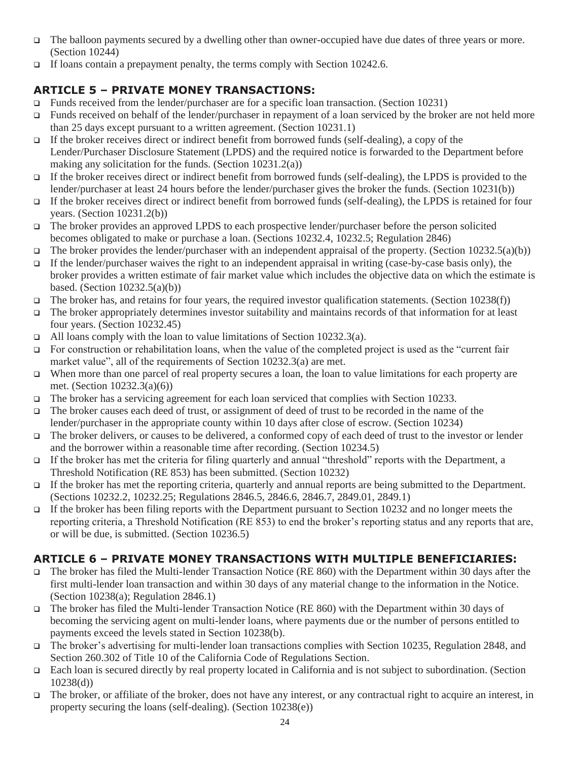- ❑ The balloon payments secured by a dwelling other than owner-occupied have due dates of three years or more. (Section 10244)
- ❑ If loans contain a prepayment penalty, the terms comply with Section 10242.6.

## ARTICLE 5 – PRIVATE MONEY TRANSACTIONS:

- ❑ Funds received from the lender/purchaser are for a specific loan transaction. (Section 10231)
- ❑ Funds received on behalf of the lender/purchaser in repayment of a loan serviced by the broker are not held more than 25 days except pursuant to a written agreement. (Section 10231.1)
- ❑ If the broker receives direct or indirect benefit from borrowed funds (self-dealing), a copy of the Lender/Purchaser Disclosure Statement (LPDS) and the required notice is forwarded to the Department before making any solicitation for the funds. (Section 10231.2(a))
- ❑ If the broker receives direct or indirect benefit from borrowed funds (self-dealing), the LPDS is provided to the lender/purchaser at least 24 hours before the lender/purchaser gives the broker the funds. (Section 10231(b))
- ❑ If the broker receives direct or indirect benefit from borrowed funds (self-dealing), the LPDS is retained for four years. (Section 10231.2(b))
- ❑ The broker provides an approved LPDS to each prospective lender/purchaser before the person solicited becomes obligated to make or purchase a loan. (Sections 10232.4, 10232.5; Regulation 2846)
- ❑ The broker provides the lender/purchaser with an independent appraisal of the property. (Section 10232.5(a)(b))
- ❑ If the lender/purchaser waives the right to an independent appraisal in writing (case-by-case basis only), the broker provides a written estimate of fair market value which includes the objective data on which the estimate is based. (Section 10232.5(a)(b))
- ❑ The broker has, and retains for four years, the required investor qualification statements. (Section 10238(f))
- ❑ The broker appropriately determines investor suitability and maintains records of that information for at least four years. (Section 10232.45)
- ❑ All loans comply with the loan to value limitations of Section 10232.3(a).
- ❑ For construction or rehabilitation loans, when the value of the completed project is used as the "current fair market value", all of the requirements of Section 10232.3(a) are met.
- ❑ When more than one parcel of real property secures a loan, the loan to value limitations for each property are met. (Section 10232.3(a)(6))
- ❑ The broker has a servicing agreement for each loan serviced that complies with Section 10233.
- ❑ The broker causes each deed of trust, or assignment of deed of trust to be recorded in the name of the lender/purchaser in the appropriate county within 10 days after close of escrow. (Section 10234)
- ❑ The broker delivers, or causes to be delivered, a conformed copy of each deed of trust to the investor or lender and the borrower within a reasonable time after recording. (Section 10234.5)
- ❑ If the broker has met the criteria for filing quarterly and annual "threshold" reports with the Department, a Threshold Notification (RE 853) has been submitted. (Section 10232)
- ❑ If the broker has met the reporting criteria, quarterly and annual reports are being submitted to the Department. (Sections 10232.2, 10232.25; Regulations 2846.5, 2846.6, 2846.7, 2849.01, 2849.1)
- ❑ If the broker has been filing reports with the Department pursuant to Section 10232 and no longer meets the reporting criteria, a Threshold Notification (RE 853) to end the broker's reporting status and any reports that are, or will be due, is submitted. (Section 10236.5)

## ARTICLE 6 – PRIVATE MONEY TRANSACTIONS WITH MULTIPLE BENEFICIARIES:

- ❑ The broker has filed the Multi-lender Transaction Notice (RE 860) with the Department within 30 days after the first multi-lender loan transaction and within 30 days of any material change to the information in the Notice. (Section 10238(a); Regulation 2846.1)
- ❑ The broker has filed the Multi-lender Transaction Notice (RE 860) with the Department within 30 days of becoming the servicing agent on multi-lender loans, where payments due or the number of persons entitled to payments exceed the levels stated in Section 10238(b).
- ❑ The broker's advertising for multi-lender loan transactions complies with Section 10235, Regulation 2848, and Section 260.302 of Title 10 of the California Code of Regulations Section.
- ❑ Each loan is secured directly by real property located in California and is not subject to subordination. (Section 10238(d))
- ❑ The broker, or affiliate of the broker, does not have any interest, or any contractual right to acquire an interest, in property securing the loans (self-dealing). (Section 10238(e))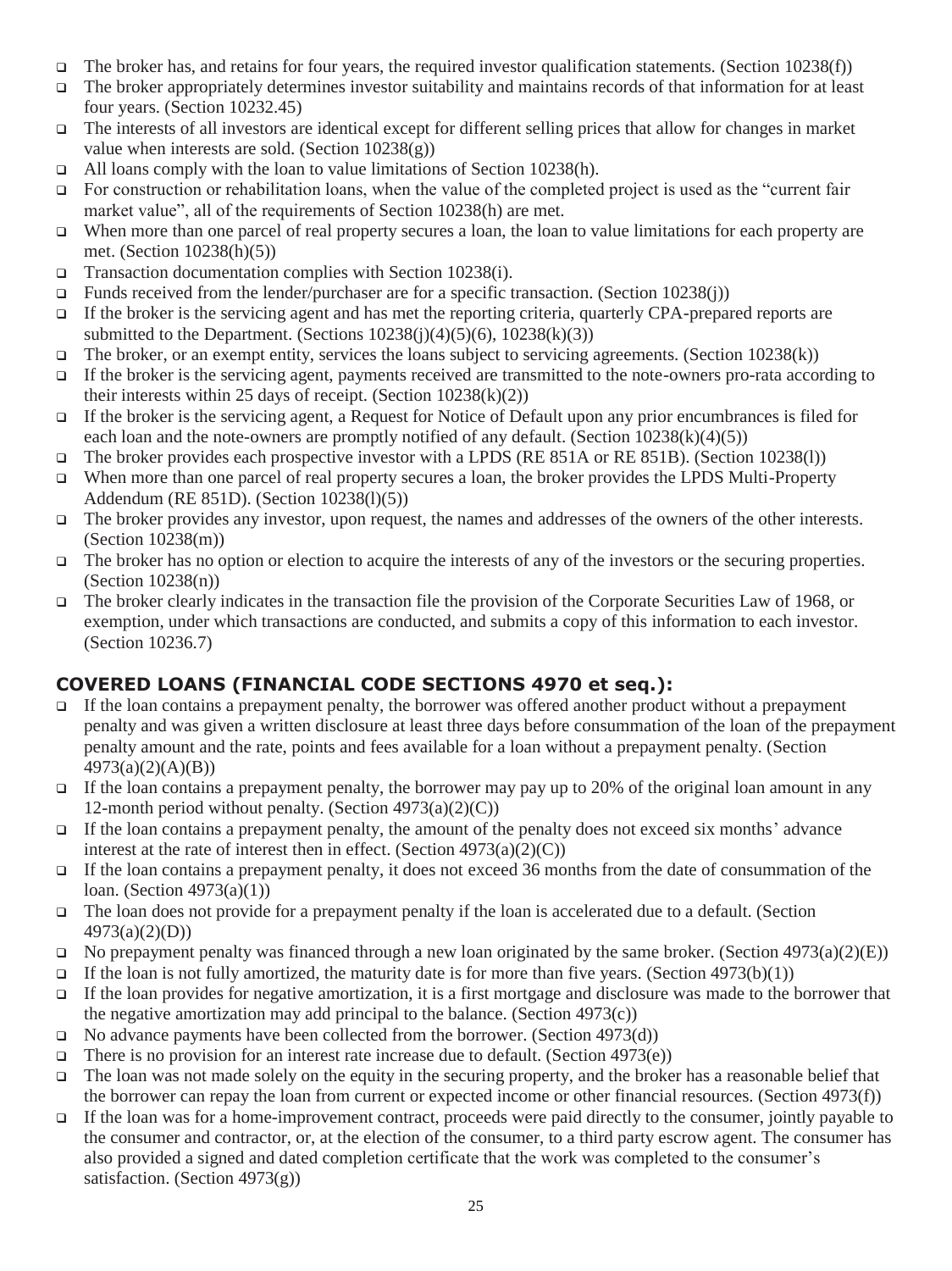- ❑ The broker has, and retains for four years, the required investor qualification statements. (Section 10238(f))
- ❑ The broker appropriately determines investor suitability and maintains records of that information for at least four years. (Section 10232.45)
- ❑ The interests of all investors are identical except for different selling prices that allow for changes in market value when interests are sold. (Section 10238(g))
- ❑ All loans comply with the loan to value limitations of Section 10238(h).
- ❑ For construction or rehabilitation loans, when the value of the completed project is used as the "current fair market value", all of the requirements of Section 10238(h) are met.
- ❑ When more than one parcel of real property secures a loan, the loan to value limitations for each property are met. (Section 10238(h)(5))
- ❑ Transaction documentation complies with Section 10238(i).
- ❑ Funds received from the lender/purchaser are for a specific transaction. (Section 10238(j))
- ❑ If the broker is the servicing agent and has met the reporting criteria, quarterly CPA-prepared reports are submitted to the Department. (Sections 10238(j)(4)(5)(6), 10238(k)(3))
- ❑ The broker, or an exempt entity, services the loans subject to servicing agreements. (Section 10238(k))
- ❑ If the broker is the servicing agent, payments received are transmitted to the note-owners pro-rata according to their interests within 25 days of receipt. (Section 10238(k)(2))
- ❑ If the broker is the servicing agent, a Request for Notice of Default upon any prior encumbrances is filed for each loan and the note-owners are promptly notified of any default. (Section 10238(k)(4)(5))
- ❑ The broker provides each prospective investor with a LPDS (RE 851A or RE 851B). (Section 10238(l))
- ❑ When more than one parcel of real property secures a loan, the broker provides the LPDS Multi-Property Addendum (RE 851D). (Section 10238(l)(5))
- ❑ The broker provides any investor, upon request, the names and addresses of the owners of the other interests. (Section 10238(m))
- ❑ The broker has no option or election to acquire the interests of any of the investors or the securing properties. (Section 10238(n))
- ❑ The broker clearly indicates in the transaction file the provision of the Corporate Securities Law of 1968, or exemption, under which transactions are conducted, and submits a copy of this information to each investor. (Section 10236.7)

## COVERED LOANS (FINANCIAL CODE SECTIONS 4970 et seq.):

- ❑ If the loan contains a prepayment penalty, the borrower was offered another product without a prepayment penalty and was given a written disclosure at least three days before consummation of the loan of the prepayment penalty amount and the rate, points and fees available for a loan without a prepayment penalty. (Section 4973(a)(2)(A)(B))
- ❑ If the loan contains a prepayment penalty, the borrower may pay up to 20% of the original loan amount in any 12-month period without penalty. (Section 4973(a)(2)(C))
- ❑ If the loan contains a prepayment penalty, the amount of the penalty does not exceed six months' advance interest at the rate of interest then in effect. (Section 4973(a)(2)(C))
- ❑ If the loan contains a prepayment penalty, it does not exceed 36 months from the date of consummation of the loan. (Section 4973(a)(1))
- ❑ The loan does not provide for a prepayment penalty if the loan is accelerated due to a default. (Section 4973(a)(2)(D))
- ❑ No prepayment penalty was financed through a new loan originated by the same broker. (Section 4973(a)(2)(E))
- ❑ If the loan is not fully amortized, the maturity date is for more than five years. (Section 4973(b)(1))
- ❑ If the loan provides for negative amortization, it is a first mortgage and disclosure was made to the borrower that the negative amortization may add principal to the balance. (Section 4973(c))
- ❑ No advance payments have been collected from the borrower. (Section 4973(d))
- ❑ There is no provision for an interest rate increase due to default. (Section 4973(e))
- ❑ The loan was not made solely on the equity in the securing property, and the broker has a reasonable belief that the borrower can repay the loan from current or expected income or other financial resources. (Section 4973(f))
- ❑ If the loan was for a home-improvement contract, proceeds were paid directly to the consumer, jointly payable to the consumer and contractor, or, at the election of the consumer, to a third party escrow agent. The consumer has also provided a signed and dated completion certificate that the work was completed to the consumer's satisfaction. (Section 4973(g))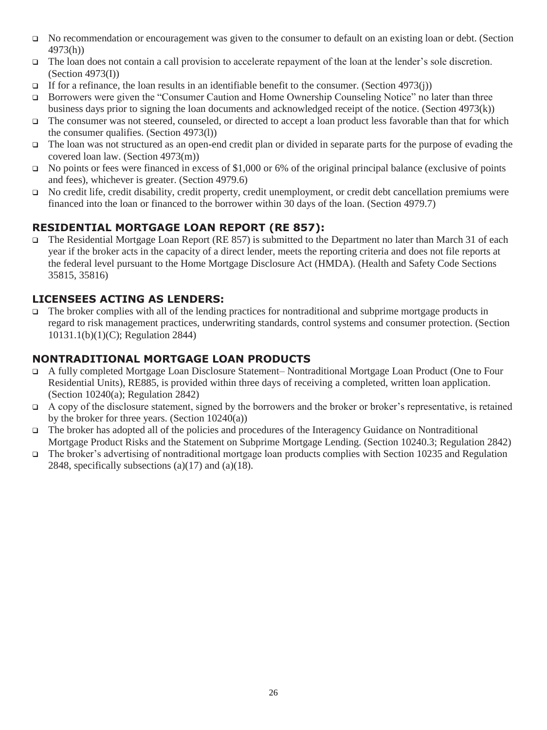- No recommendation or encouragement was given to the consumer to default on an existing loan or debt. (Section 4973(h))
- The loan does not contain a call provision to accelerate repayment of the loan at the lender's sole discretion. (Section 4973(I))
- If for a refinance, the loan results in an identifiable benefit to the consumer. (Section 4973(j))
- Borrowers were given the "Consumer Caution and Home Ownership Counseling Notice" no later than three business days prior to signing the loan documents and acknowledged receipt of the notice. (Section 4973(k))
- The consumer was not steered, counseled, or directed to accept a loan product less favorable than that for which the consumer qualifies. (Section 4973(l))
- The loan was not structured as an open-end credit plan or divided in separate parts for the purpose of evading the covered loan law. (Section 4973(m))
- No points or fees were financed in excess of $1,000 or 6% of the original principal balance (exclusive of points and fees), whichever is greater. (Section 4979.6)
- No credit life, credit disability, credit property, credit unemployment, or credit debt cancellation premiums were financed into the loan or financed to the borrower within 30 days of the loan. (Section 4979.7)

## RESIDENTIAL MORTGAGE LOAN REPORT (RE 857):

- The Residential Mortgage Loan Report (RE 857) is submitted to the Department no later than March 31 of each year if the broker acts in the capacity of a direct lender, meets the reporting criteria and does not file reports at the federal level pursuant to the Home Mortgage Disclosure Act (HMDA). (Health and Safety Code Sections 35815, 35816)

## LICENSEES ACTING AS LENDERS:

- The broker complies with all of the lending practices for nontraditional and subprime mortgage products in regard to risk management practices, underwriting standards, control systems and consumer protection. (Section 10131.1(b)(1)(C); Regulation 2844)

## NONTRADITIONAL MORTGAGE LOAN PRODUCTS

- A fully completed Mortgage Loan Disclosure Statement– Nontraditional Mortgage Loan Product (One to Four Residential Units), RE885, is provided within three days of receiving a completed, written loan application. (Section 10240(a); Regulation 2842)
- A copy of the disclosure statement, signed by the borrowers and the broker or broker's representative, is retained by the broker for three years. (Section 10240(a))
- The broker has adopted all of the policies and procedures of the Interagency Guidance on Nontraditional Mortgage Product Risks and the Statement on Subprime Mortgage Lending. (Section 10240.3; Regulation 2842)
- The broker's advertising of nontraditional mortgage loan products complies with Section 10235 and Regulation 2848, specifically subsections (a)(17) and (a)(18).